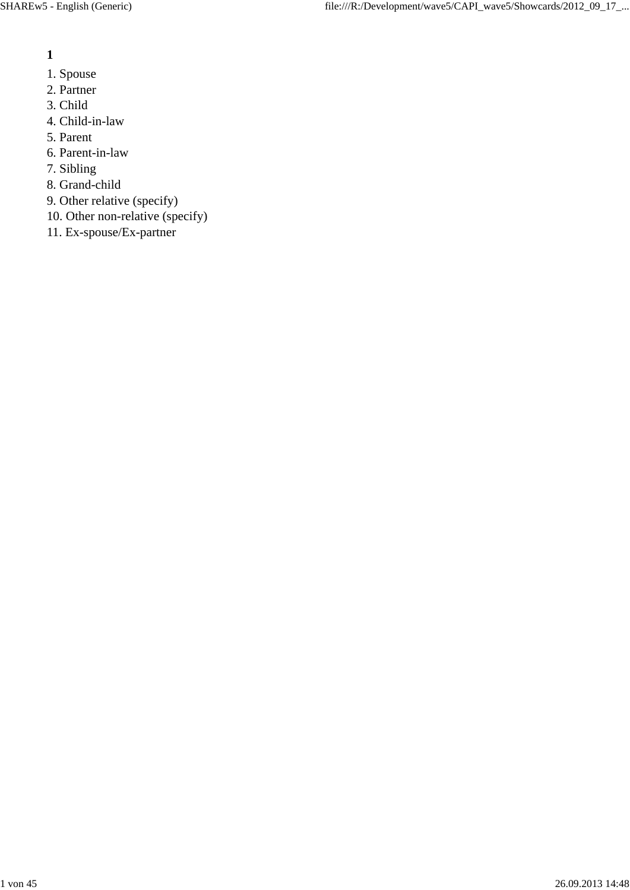**1**

1. Spouse
2. Partner
3. Child
4. Child-in-law
5. Parent
6. Parent-in-law
7. Sibling
8. Grand-child
9. Other relative (specify)
10. Other non-relative (specify)
11. Ex-spouse/Ex-partner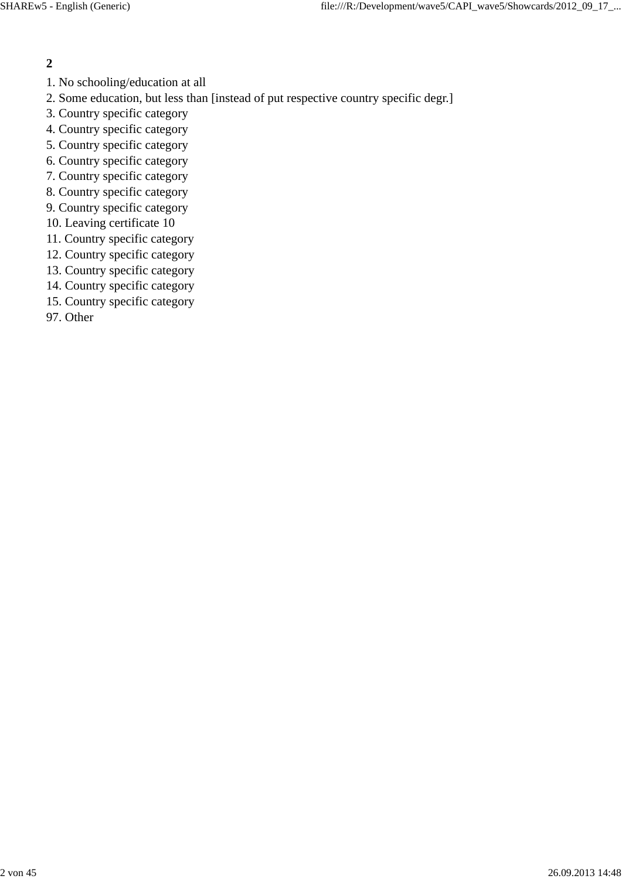**2**

1. No schooling/education at all
2. Some education, but less than [instead of put respective country specific degr.]
3. Country specific category
4. Country specific category
5. Country specific category
6. Country specific category
7. Country specific category
8. Country specific category
9. Country specific category
10. Leaving certificate 10
11. Country specific category
12. Country specific category
13. Country specific category
14. Country specific category
15. Country specific category

97. Other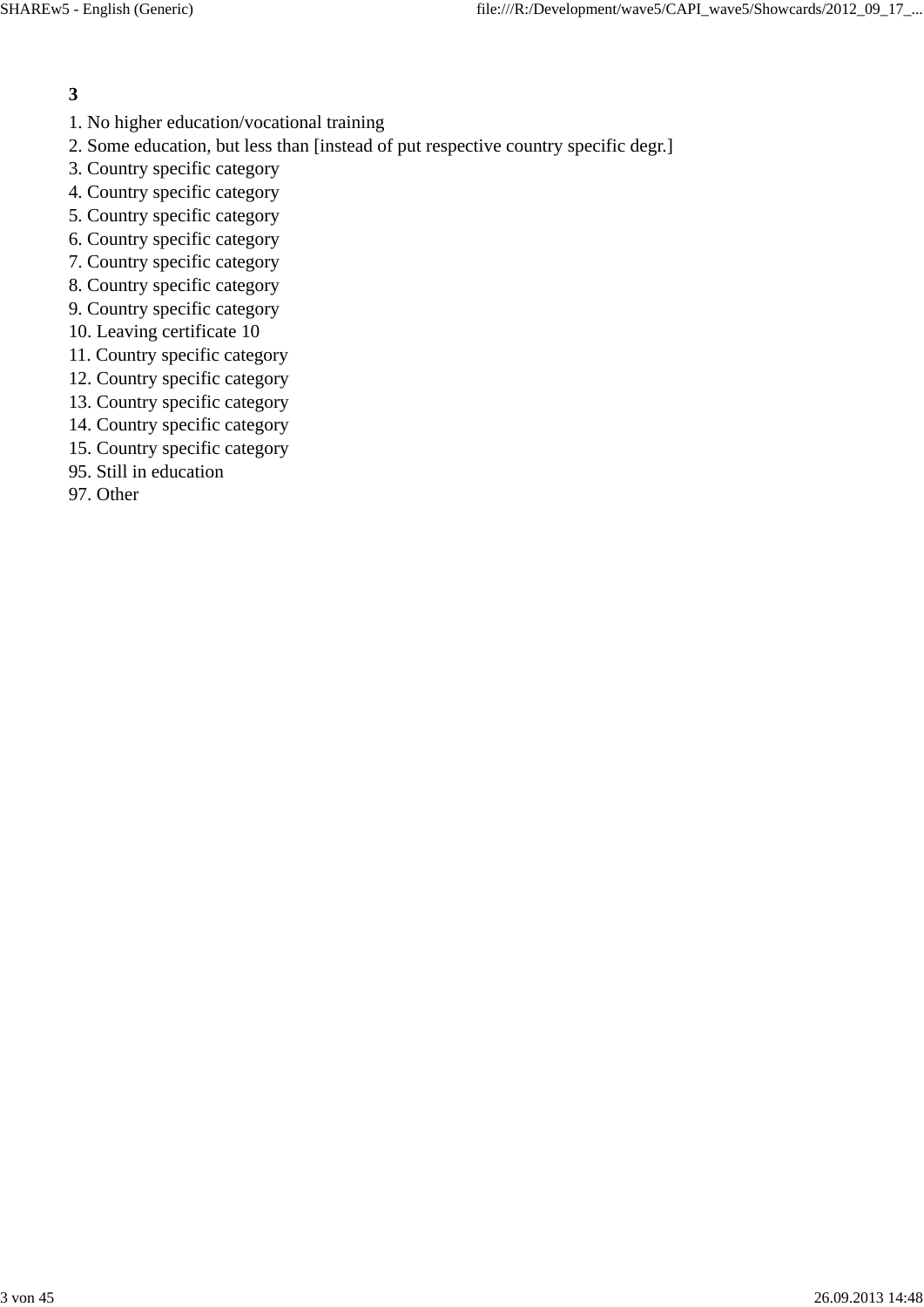**3**

1. No higher education/vocational training
2. Some education, but less than [instead of put respective country specific degr.]
3. Country specific category
4. Country specific category
5. Country specific category
6. Country specific category
7. Country specific category
8. Country specific category
9. Country specific category
10. Leaving certificate 10
11. Country specific category
12. Country specific category
13. Country specific category
14. Country specific category
15. Country specific category

95. Still in education

97. Other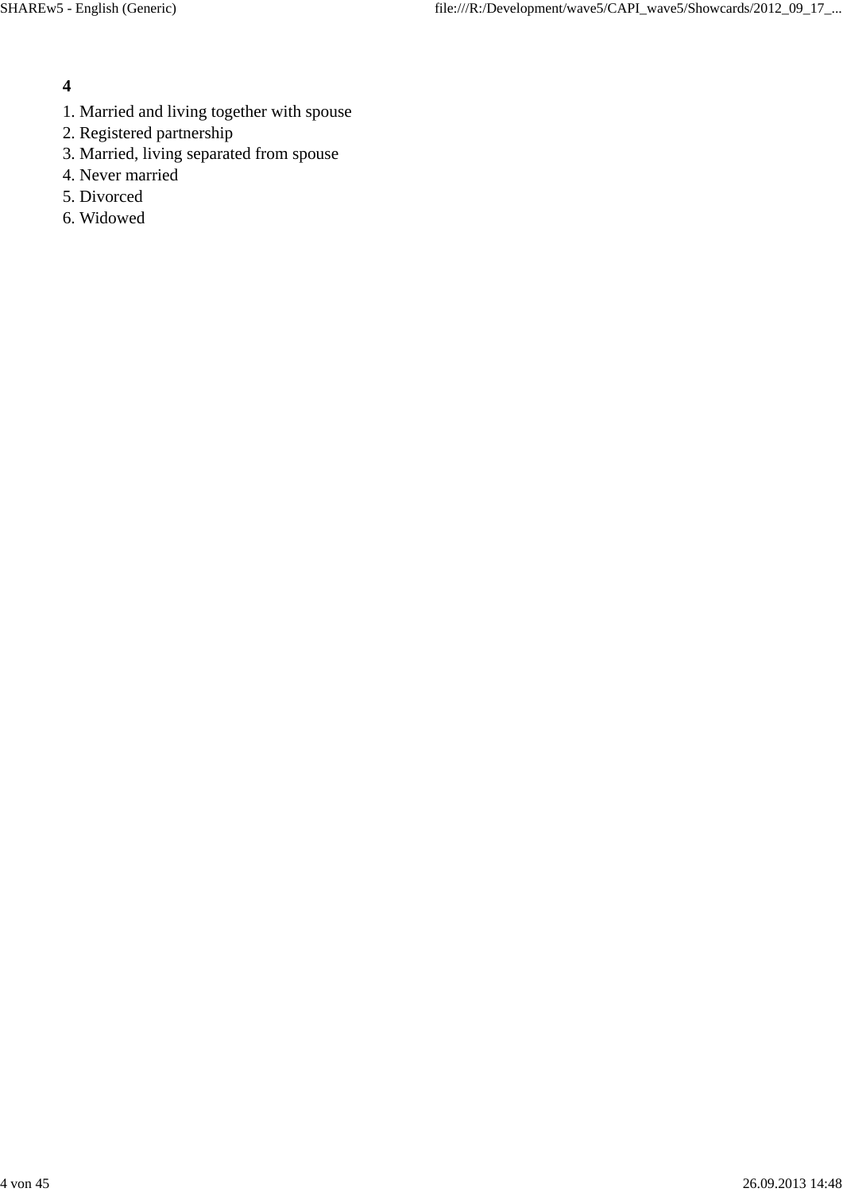**4**

1. Married and living together with spouse
2. Registered partnership
3. Married, living separated from spouse
4. Never married
5. Divorced
6. Widowed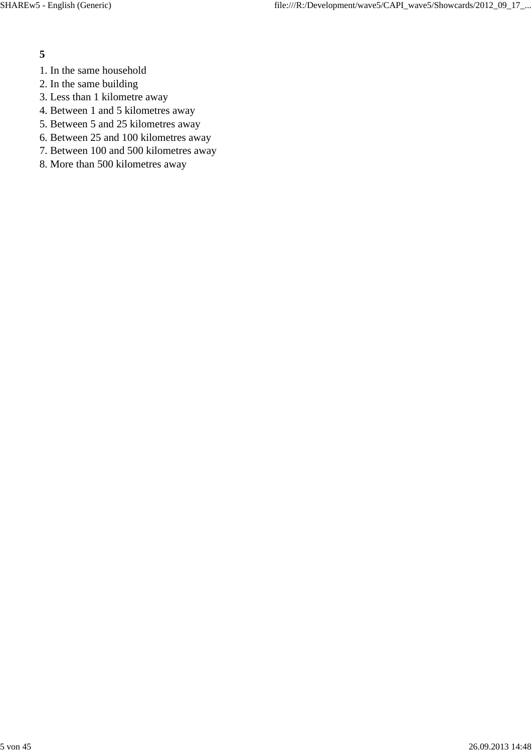**5**

1. In the same household
2. In the same building
3. Less than 1 kilometre away
4. Between 1 and 5 kilometres away
5. Between 5 and 25 kilometres away
6. Between 25 and 100 kilometres away
7. Between 100 and 500 kilometres away
8. More than 500 kilometres away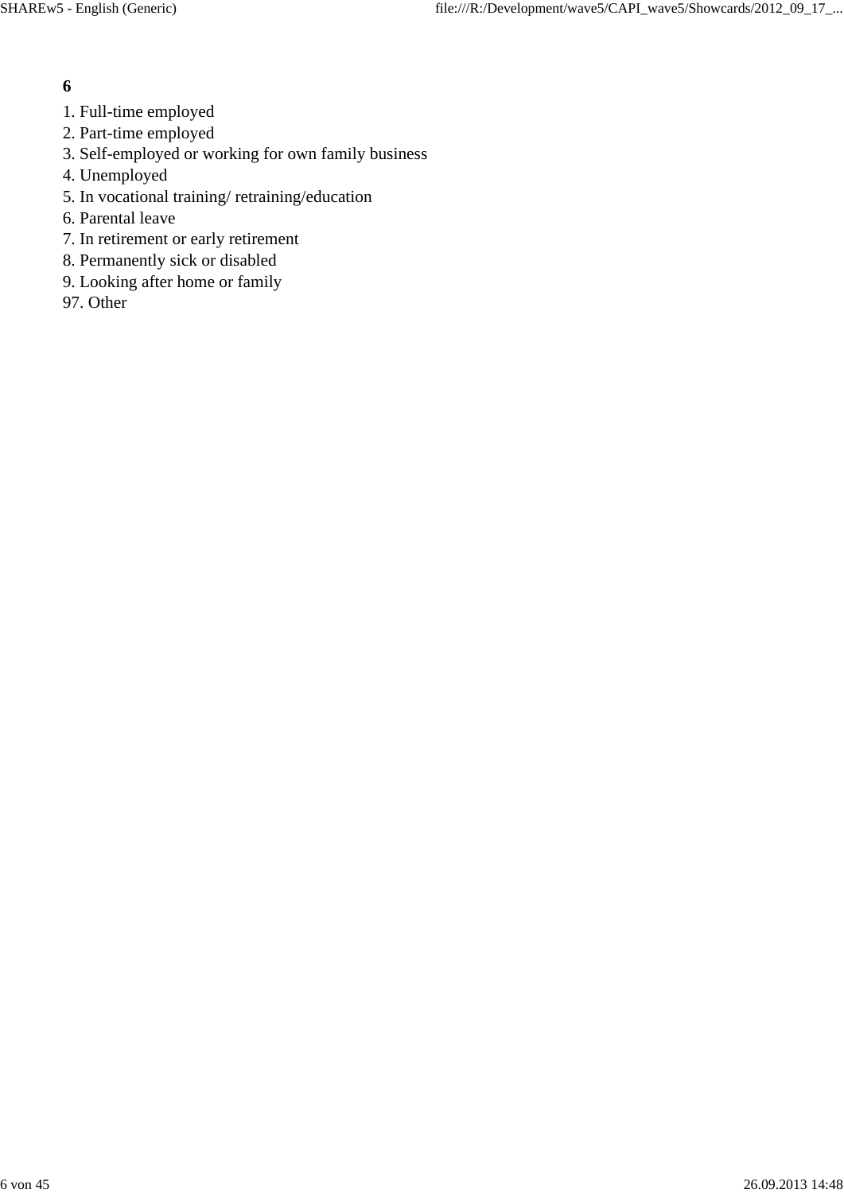**6**

1. Full-time employed
2. Part-time employed
3. Self-employed or working for own family business
4. Unemployed
5. In vocational training/ retraining/education
6. Parental leave
7. In retirement or early retirement
8. Permanently sick or disabled
9. Looking after home or family

97. Other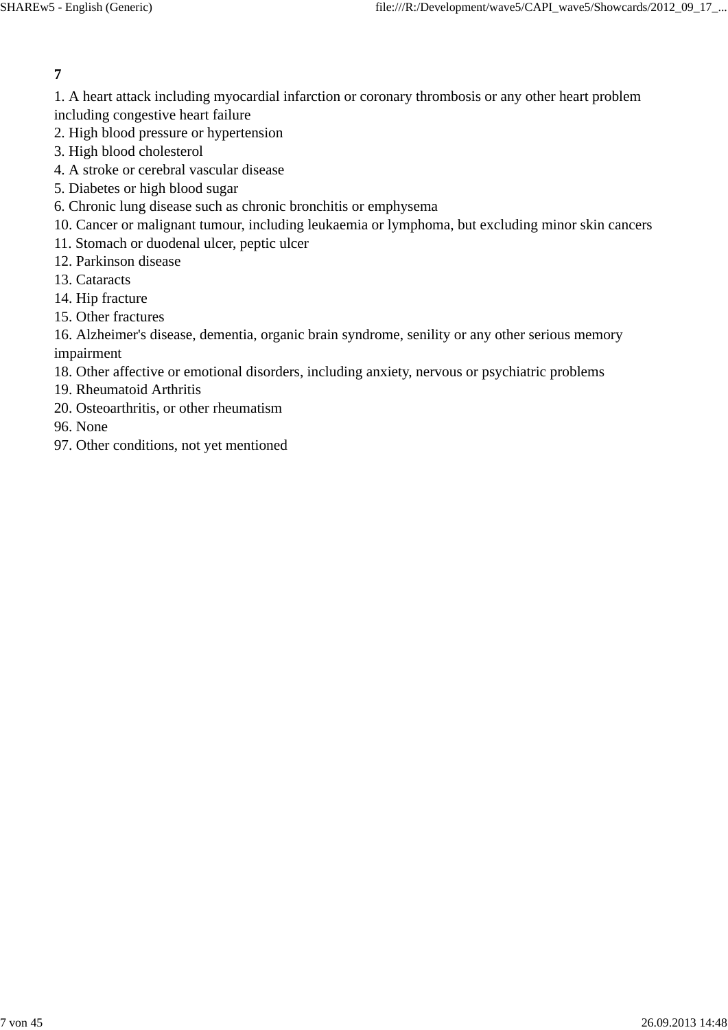**7**

1. A heart attack including myocardial infarction or coronary thrombosis or any other heart problem including congestive heart failure
2. High blood pressure or hypertension
3. High blood cholesterol
4. A stroke or cerebral vascular disease
5. Diabetes or high blood sugar
6. Chronic lung disease such as chronic bronchitis or emphysema

10. Cancer or malignant tumour, including leukaemia or lymphoma, but excluding minor skin cancers
11. Stomach or duodenal ulcer, peptic ulcer
12. Parkinson disease
13. Cataracts
14. Hip fracture
15. Other fractures
16. Alzheimer's disease, dementia, organic brain syndrome, senility or any other serious memory impairment

18. Other affective or emotional disorders, including anxiety, nervous or psychiatric problems
19. Rheumatoid Arthritis
20. Osteoarthritis, or other rheumatism

96. None
97. Other conditions, not yet mentioned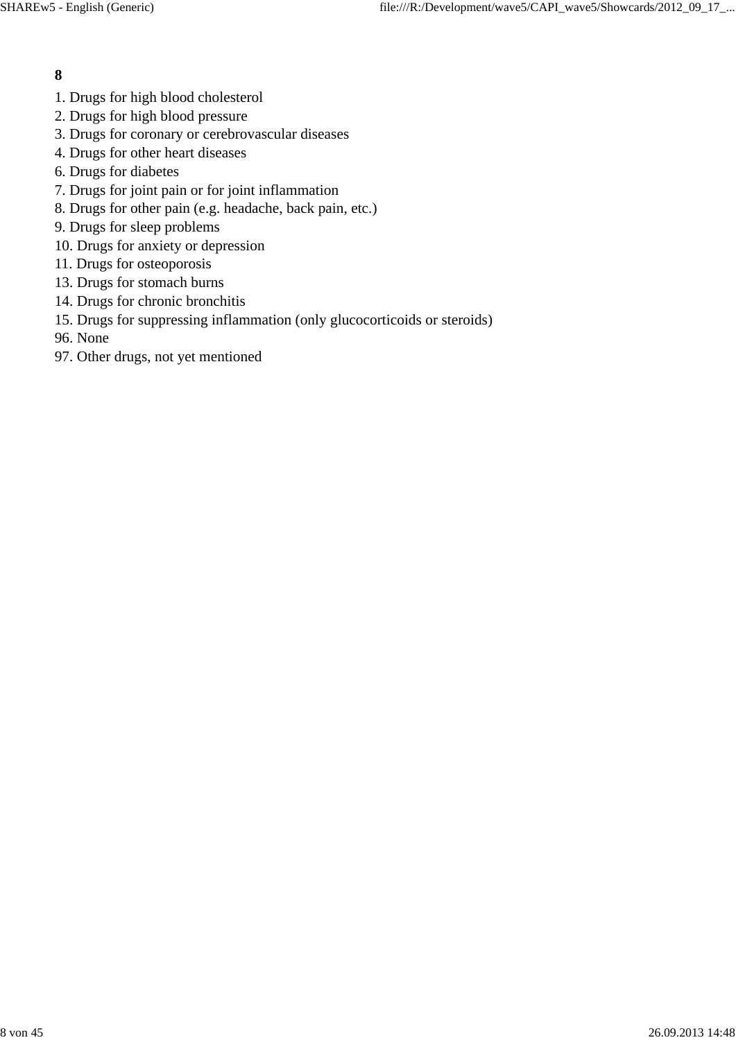**8**

1. Drugs for high blood cholesterol
2. Drugs for high blood pressure
3. Drugs for coronary or cerebrovascular diseases
4. Drugs for other heart diseases
6. Drugs for diabetes
7. Drugs for joint pain or for joint inflammation
8. Drugs for other pain (e.g. headache, back pain, etc.)
9. Drugs for sleep problems
10. Drugs for anxiety or depression
11. Drugs for osteoporosis
13. Drugs for stomach burns
14. Drugs for chronic bronchitis
15. Drugs for suppressing inflammation (only glucocorticoids or steroids)
96. None
97. Other drugs, not yet mentioned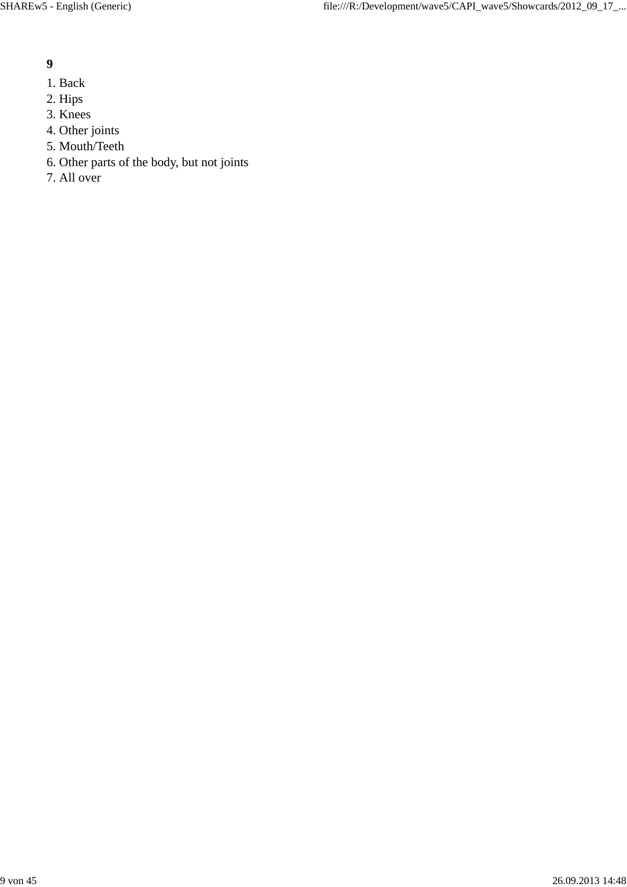**9**

1. Back
2. Hips
3. Knees
4. Other joints
5. Mouth/Teeth
6. Other parts of the body, but not joints
7. All over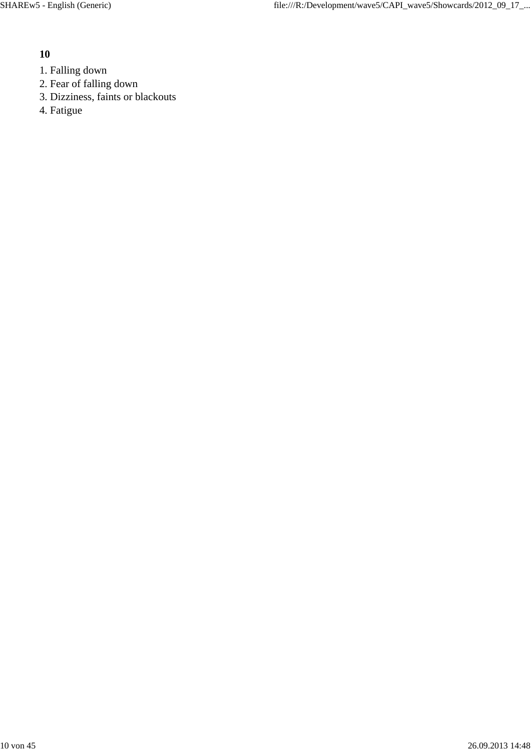**10**

1. Falling down
2. Fear of falling down
3. Dizziness, faints or blackouts
4. Fatigue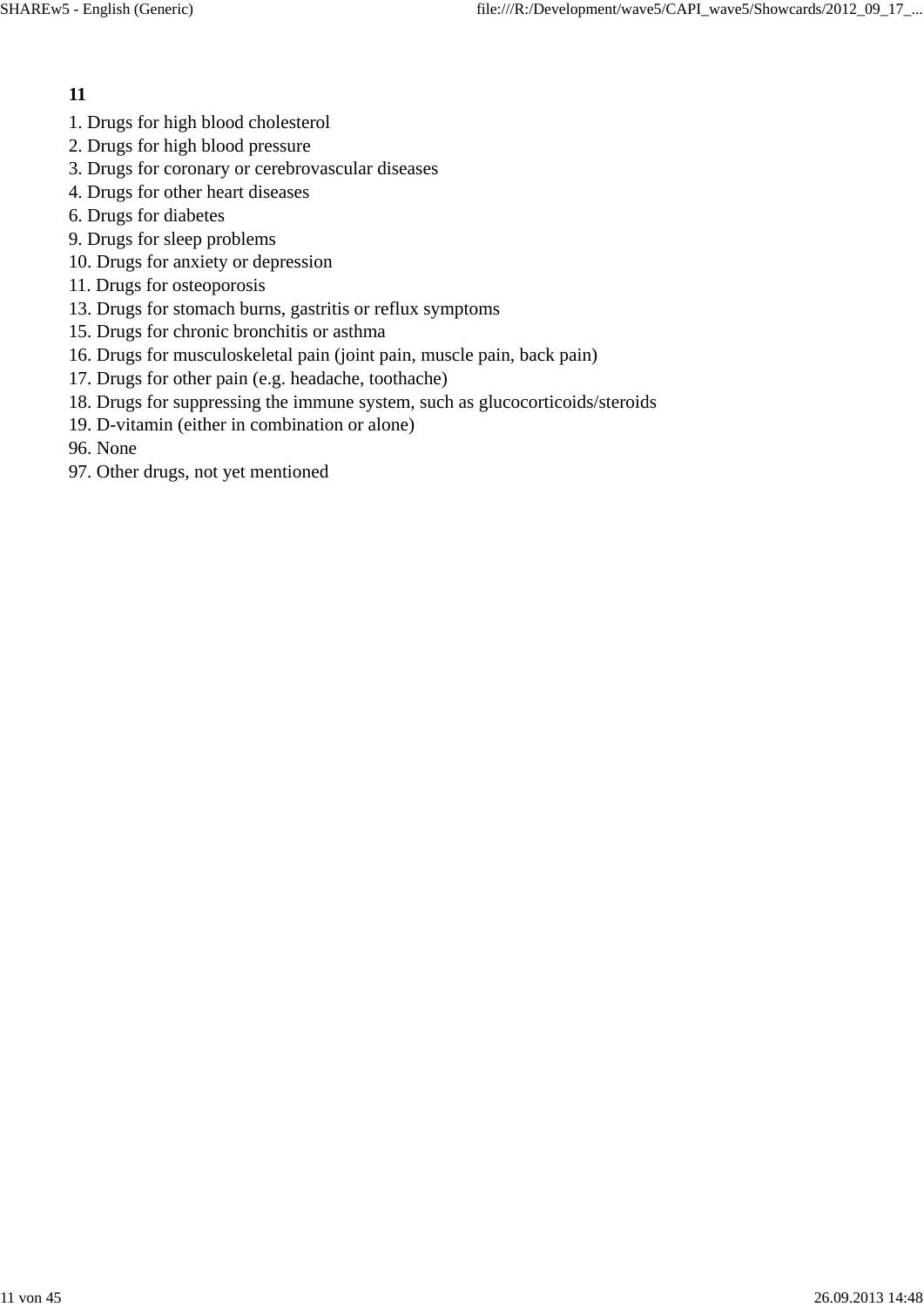**11**

1. Drugs for high blood cholesterol
2. Drugs for high blood pressure
3. Drugs for coronary or cerebrovascular diseases
4. Drugs for other heart diseases
6. Drugs for diabetes
9. Drugs for sleep problems
10. Drugs for anxiety or depression
11. Drugs for osteoporosis
13. Drugs for stomach burns, gastritis or reflux symptoms
15. Drugs for chronic bronchitis or asthma
16. Drugs for musculoskeletal pain (joint pain, muscle pain, back pain)
17. Drugs for other pain (e.g. headache, toothache)
18. Drugs for suppressing the immune system, such as glucocorticoids/steroids
19. D-vitamin (either in combination or alone)
96. None
97. Other drugs, not yet mentioned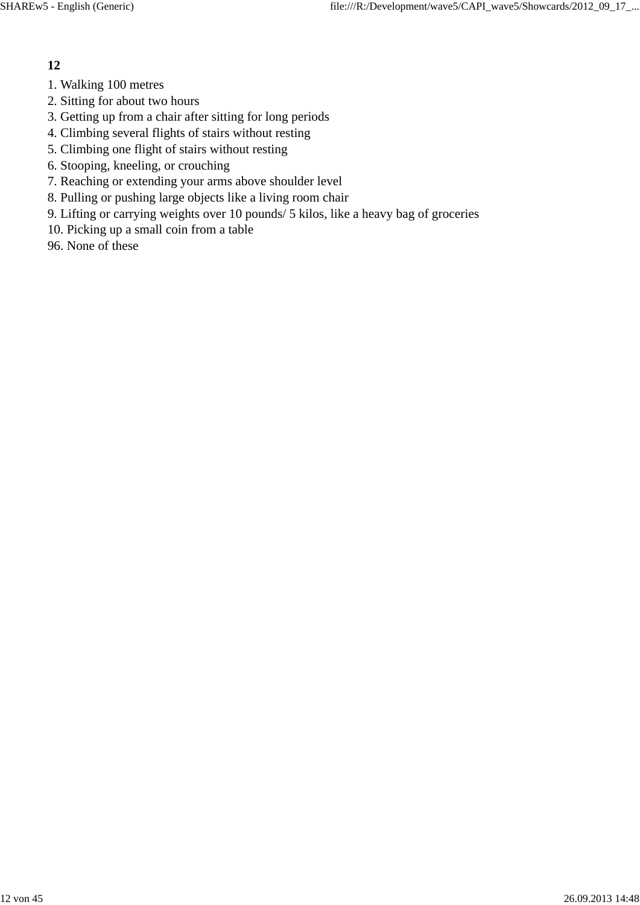**12**

1. Walking 100 metres
2. Sitting for about two hours
3. Getting up from a chair after sitting for long periods
4. Climbing several flights of stairs without resting
5. Climbing one flight of stairs without resting
6. Stooping, kneeling, or crouching
7. Reaching or extending your arms above shoulder level
8. Pulling or pushing large objects like a living room chair
9. Lifting or carrying weights over 10 pounds/ 5 kilos, like a heavy bag of groceries
10. Picking up a small coin from a table

96. None of these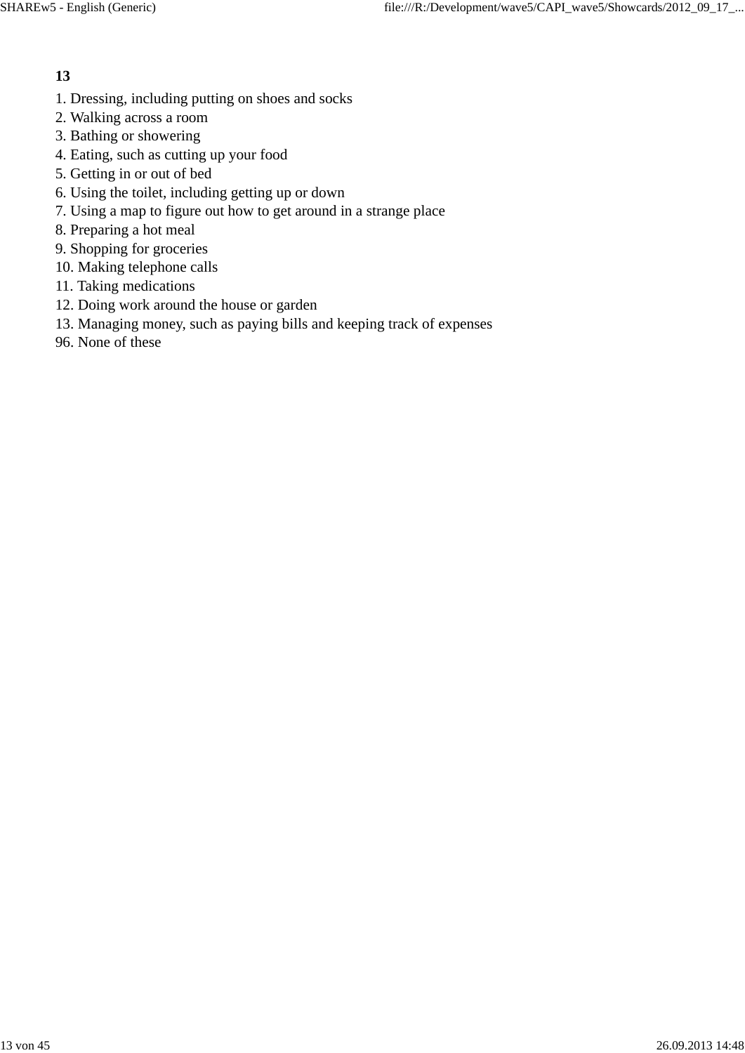**13**

1. Dressing, including putting on shoes and socks
2. Walking across a room
3. Bathing or showering
4. Eating, such as cutting up your food
5. Getting in or out of bed
6. Using the toilet, including getting up or down
7. Using a map to figure out how to get around in a strange place
8. Preparing a hot meal
9. Shopping for groceries
10. Making telephone calls
11. Taking medications
12. Doing work around the house or garden
13. Managing money, such as paying bills and keeping track of expenses

96. None of these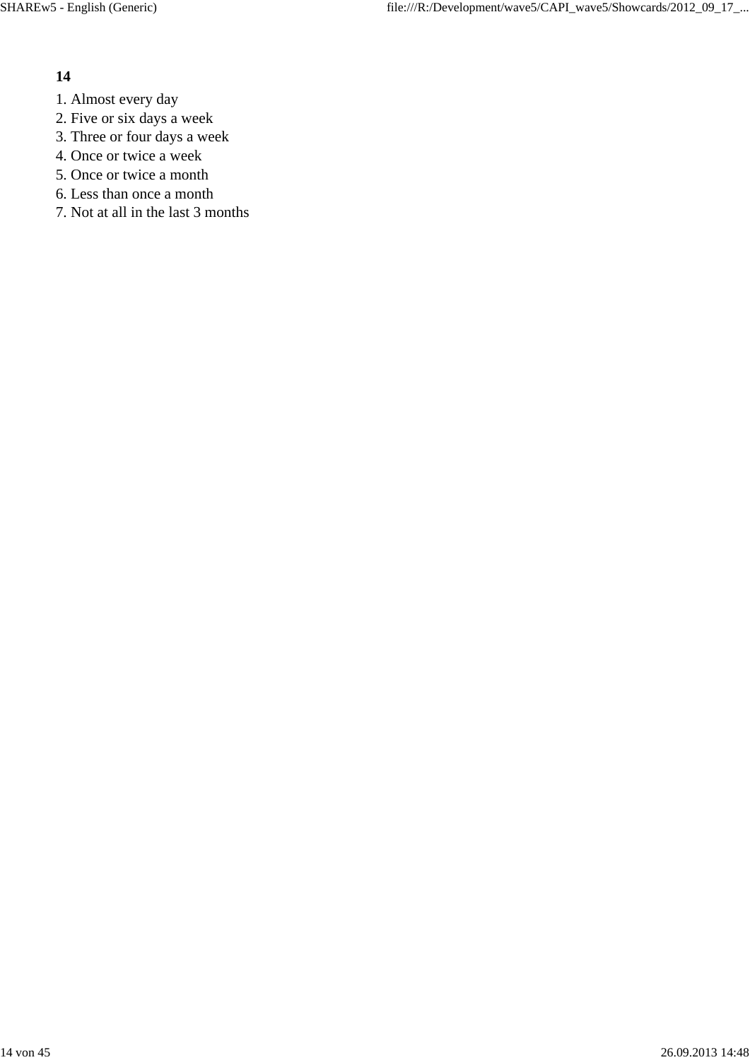**14**

1. Almost every day
2. Five or six days a week
3. Three or four days a week
4. Once or twice a week
5. Once or twice a month
6. Less than once a month
7. Not at all in the last 3 months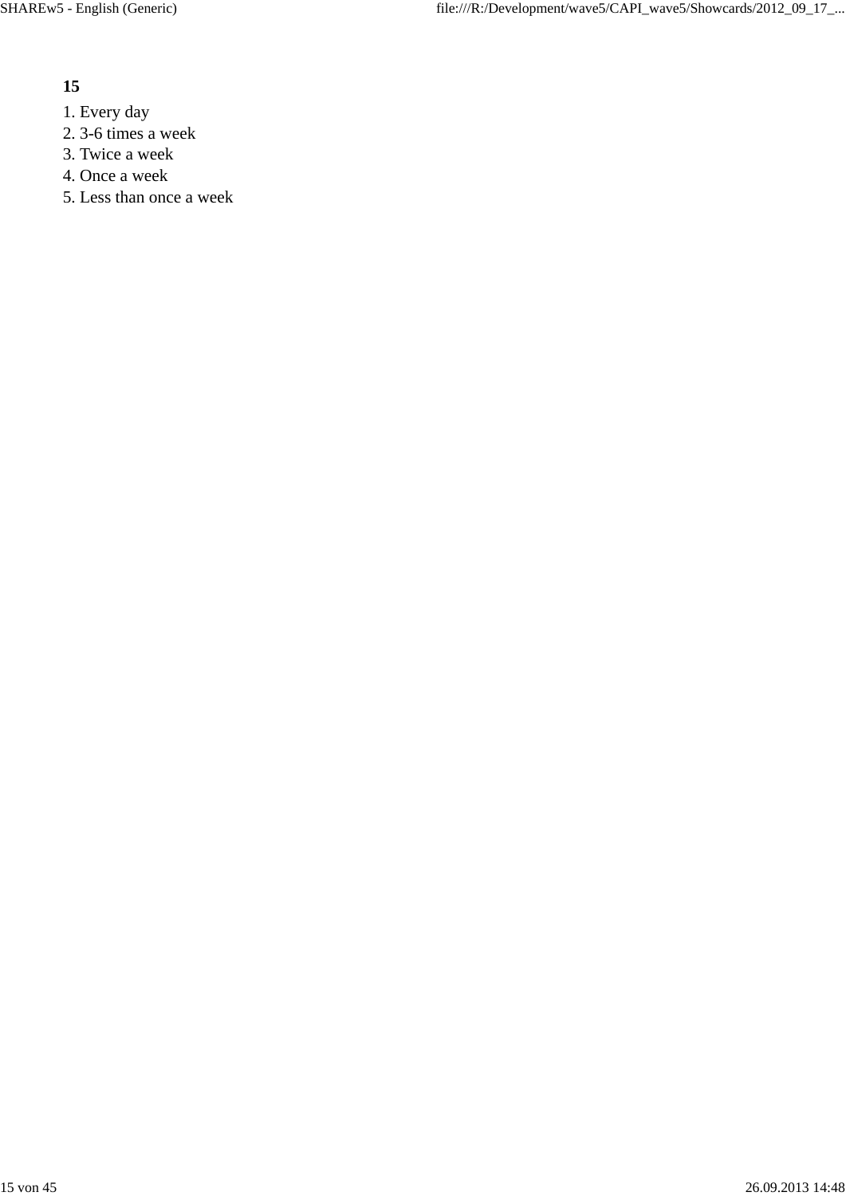**15**

1. Every day
2. 3-6 times a week
3. Twice a week
4. Once a week
5. Less than once a week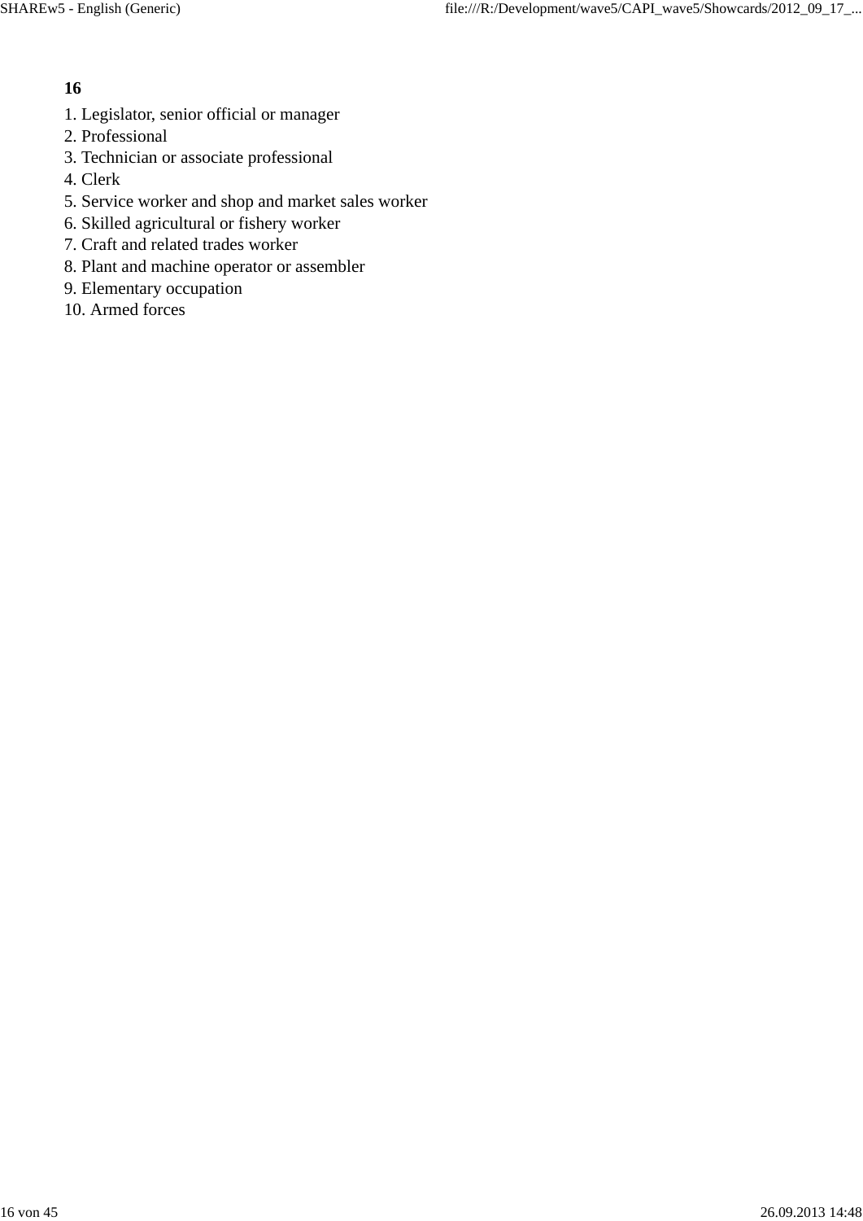**16**

1. Legislator, senior official or manager
2. Professional
3. Technician or associate professional
4. Clerk
5. Service worker and shop and market sales worker
6. Skilled agricultural or fishery worker
7. Craft and related trades worker
8. Plant and machine operator or assembler
9. Elementary occupation
10. Armed forces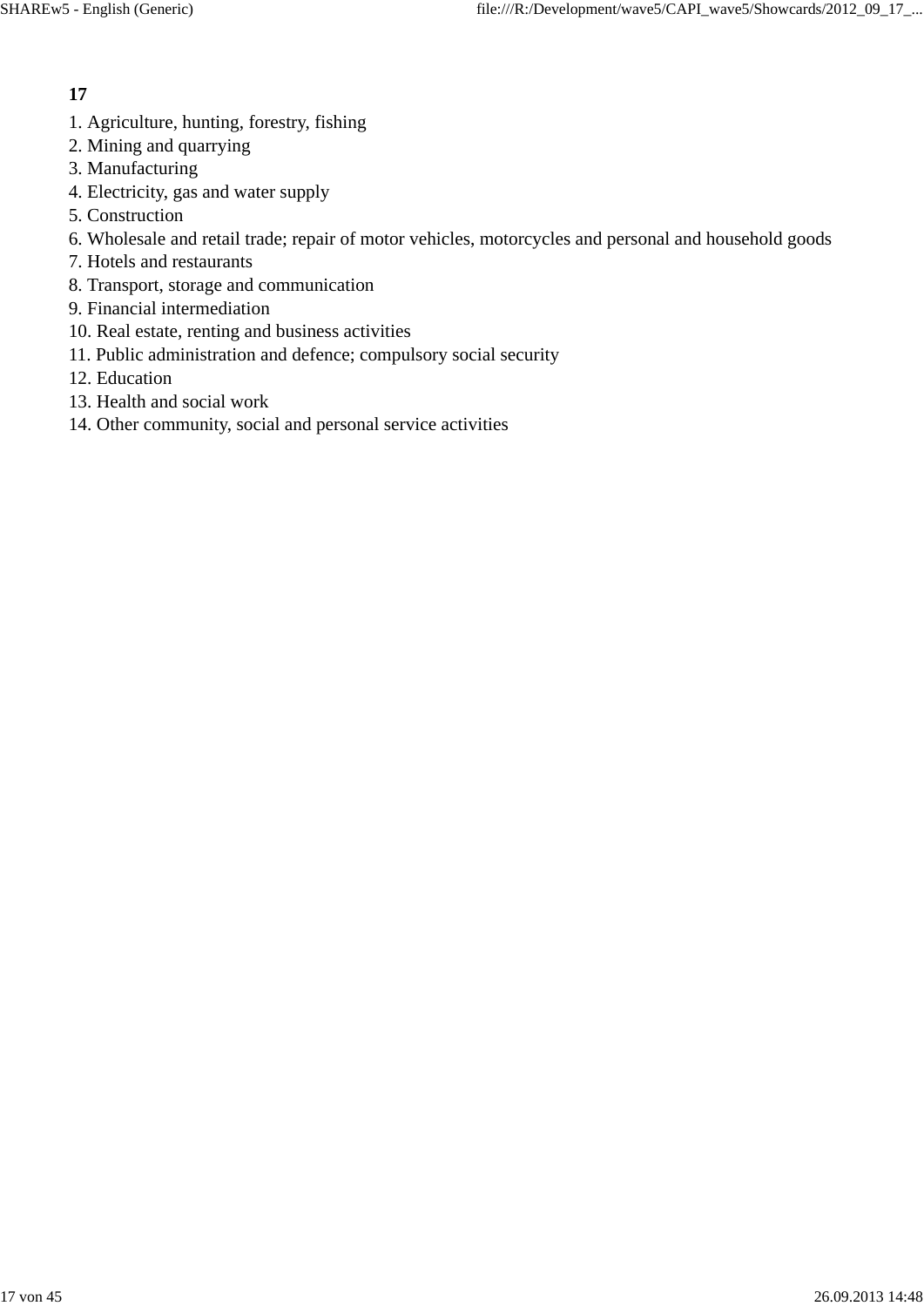**17**

1. Agriculture, hunting, forestry, fishing
2. Mining and quarrying
3. Manufacturing
4. Electricity, gas and water supply
5. Construction
6. Wholesale and retail trade; repair of motor vehicles, motorcycles and personal and household goods
7. Hotels and restaurants
8. Transport, storage and communication
9. Financial intermediation
10. Real estate, renting and business activities
11. Public administration and defence; compulsory social security
12. Education
13. Health and social work
14. Other community, social and personal service activities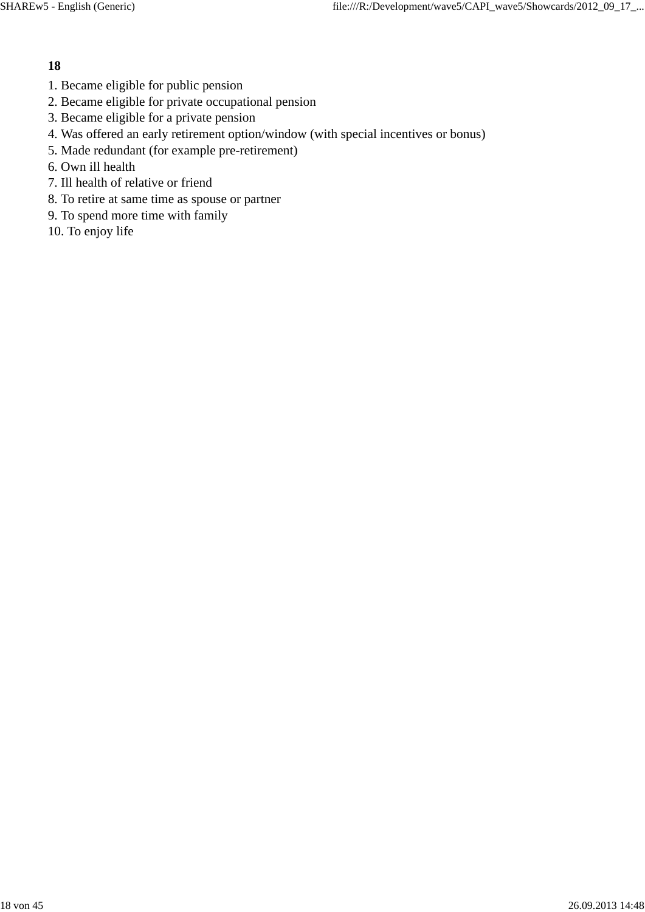**18**

1. Became eligible for public pension
2. Became eligible for private occupational pension
3. Became eligible for a private pension
4. Was offered an early retirement option/window (with special incentives or bonus)
5. Made redundant (for example pre-retirement)
6. Own ill health
7. Ill health of relative or friend
8. To retire at same time as spouse or partner
9. To spend more time with family
10. To enjoy life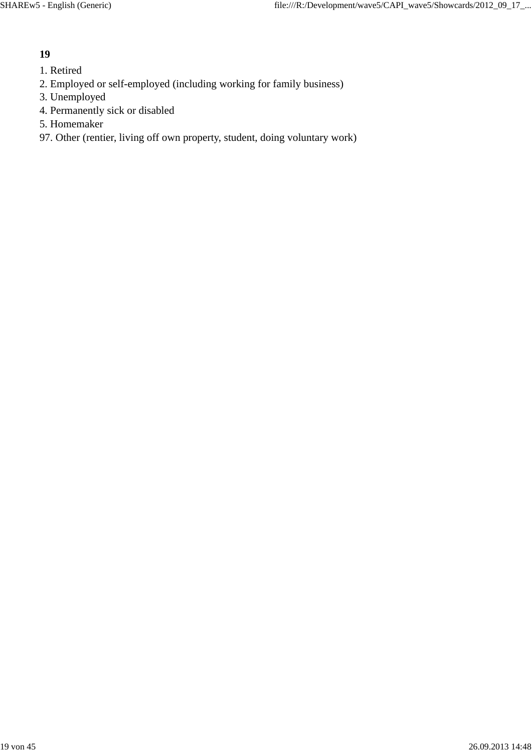**19**

1. Retired
2. Employed or self-employed (including working for family business)
3. Unemployed
4. Permanently sick or disabled
5. Homemaker

97. Other (rentier, living off own property, student, doing voluntary work)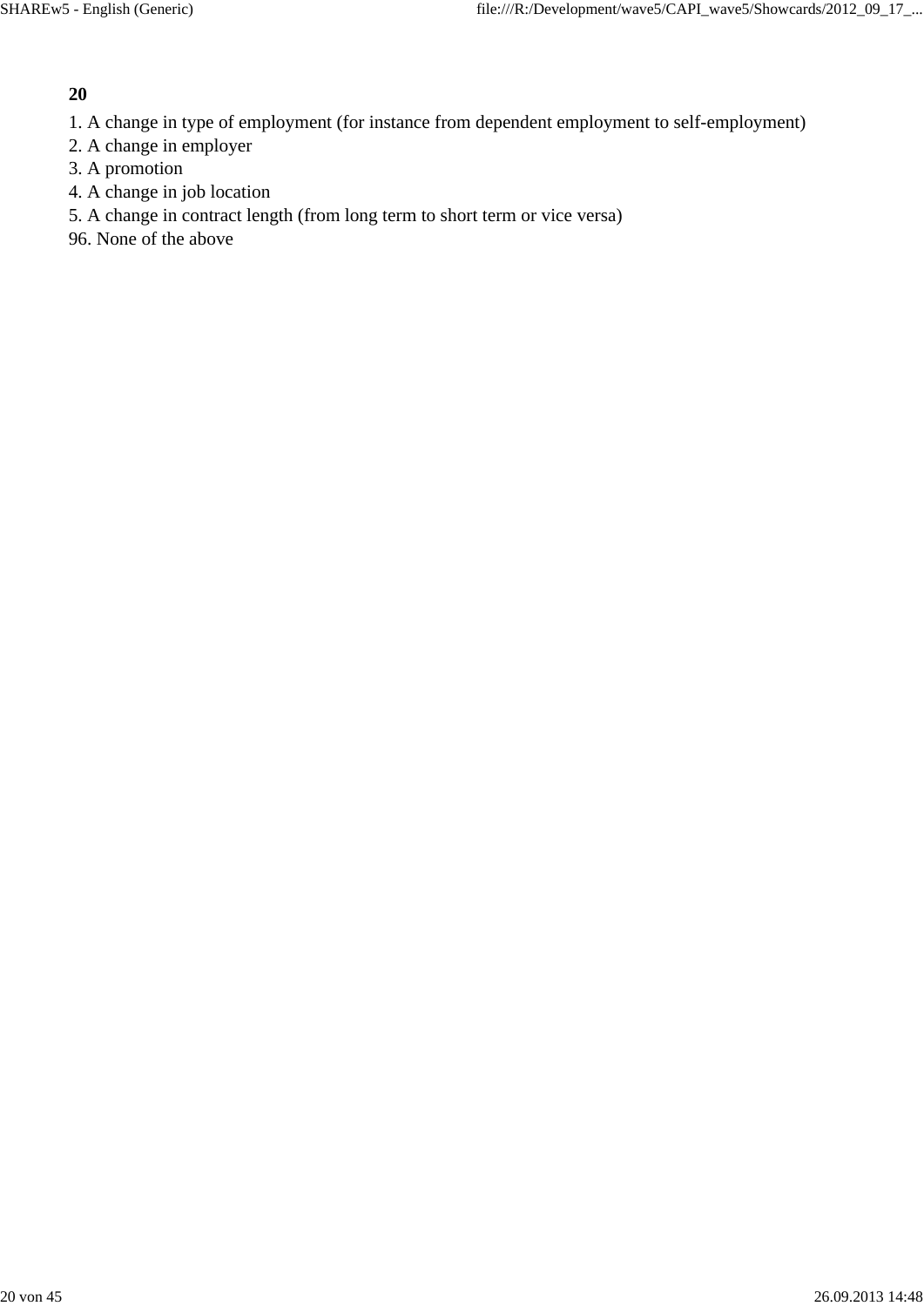**20**

1. A change in type of employment (for instance from dependent employment to self-employment)
2. A change in employer
3. A promotion
4. A change in job location
5. A change in contract length (from long term to short term or vice versa)

96. None of the above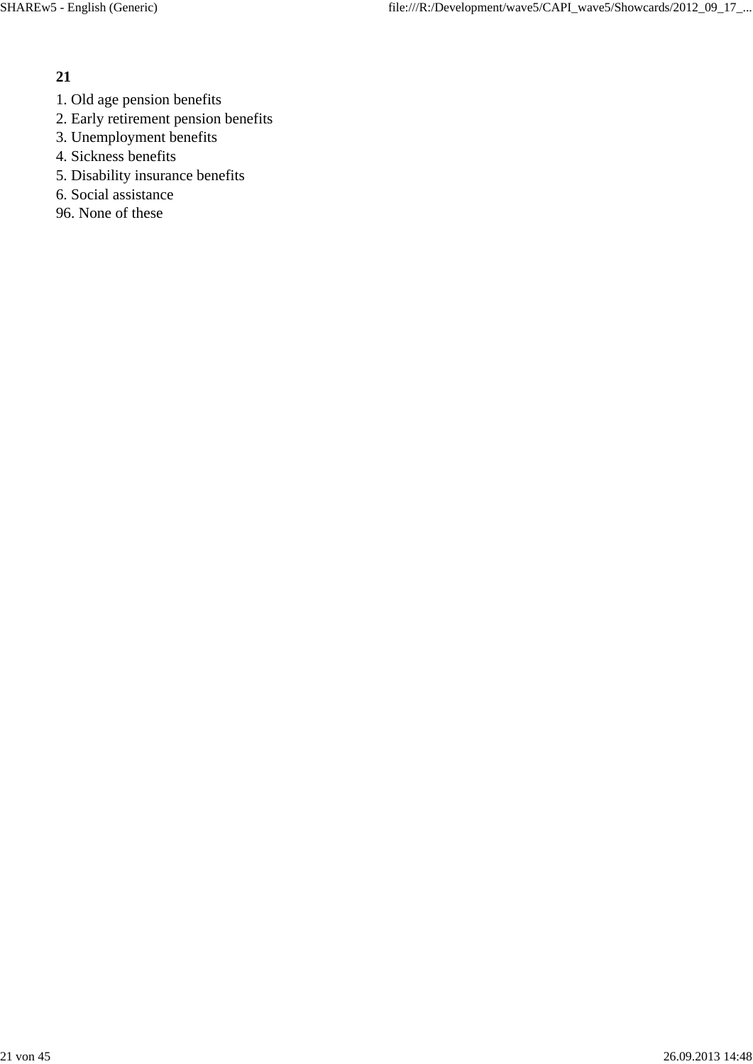**21**

1. Old age pension benefits
2. Early retirement pension benefits
3. Unemployment benefits
4. Sickness benefits
5. Disability insurance benefits
6. Social assistance

96. None of these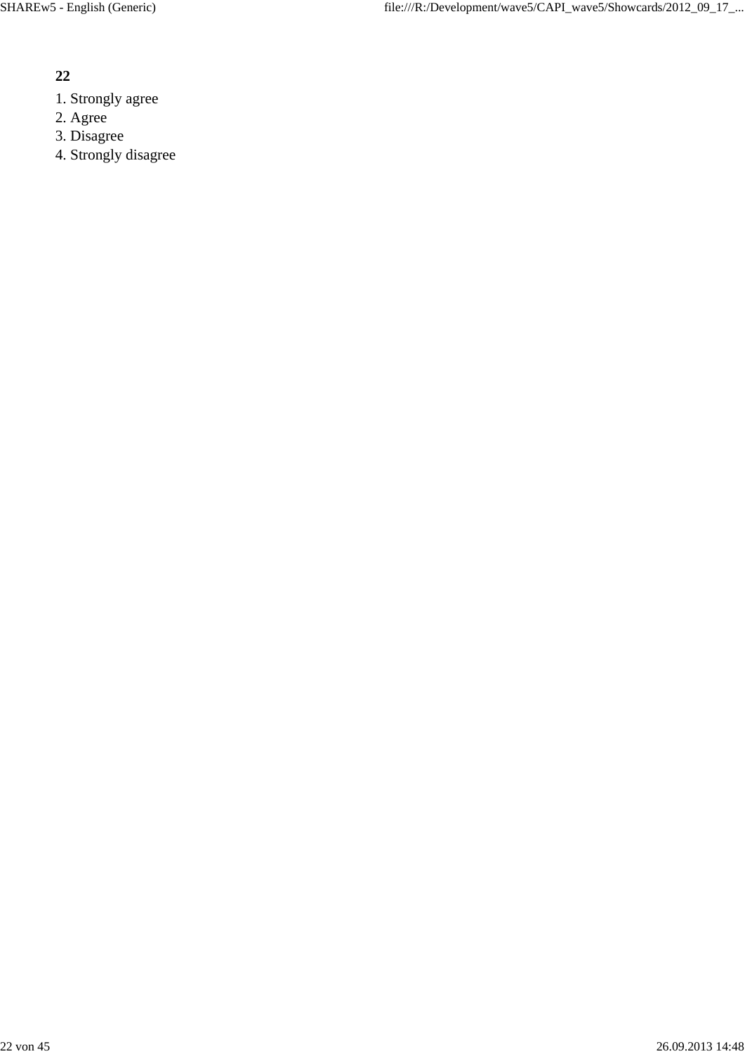**22**

1. Strongly agree
2. Agree
3. Disagree
4. Strongly disagree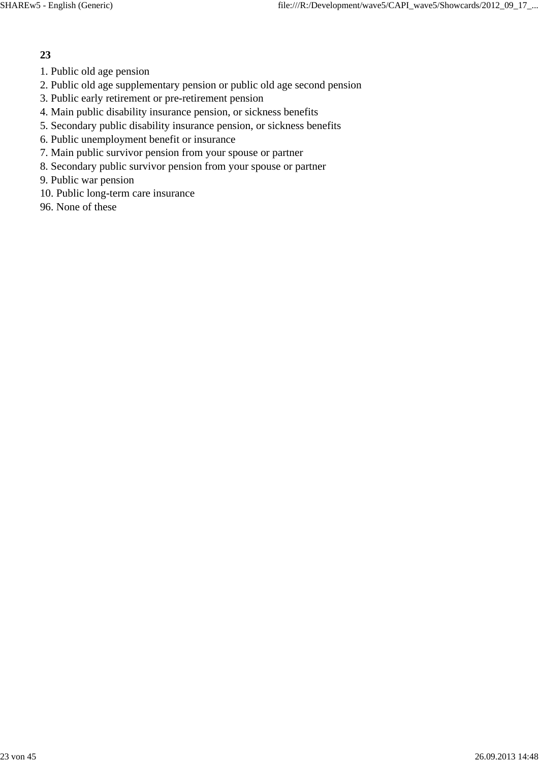**23**

1. Public old age pension
2. Public old age supplementary pension or public old age second pension
3. Public early retirement or pre-retirement pension
4. Main public disability insurance pension, or sickness benefits
5. Secondary public disability insurance pension, or sickness benefits
6. Public unemployment benefit or insurance
7. Main public survivor pension from your spouse or partner
8. Secondary public survivor pension from your spouse or partner
9. Public war pension
10. Public long-term care insurance

96. None of these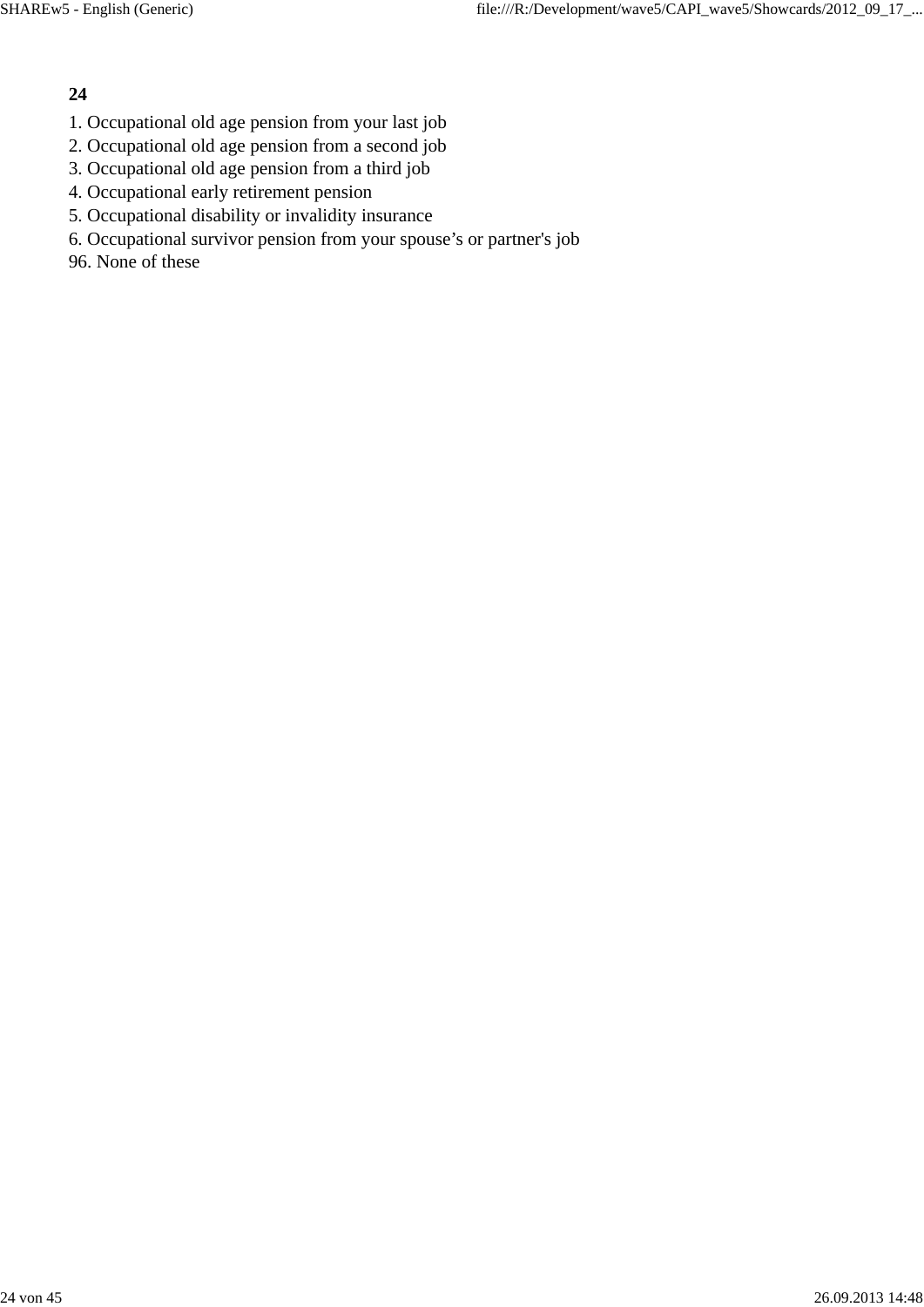**24**

1. Occupational old age pension from your last job
2. Occupational old age pension from a second job
3. Occupational old age pension from a third job
4. Occupational early retirement pension
5. Occupational disability or invalidity insurance
6. Occupational survivor pension from your spouse’s or partner's job

96. None of these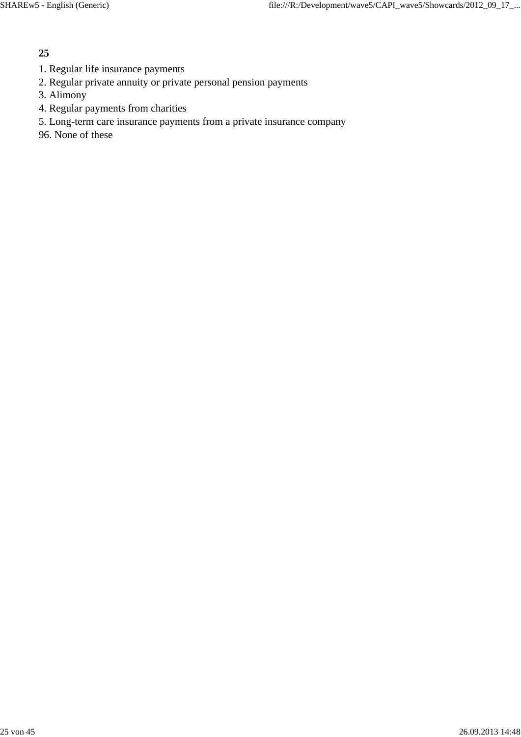**25**

1. Regular life insurance payments
2. Regular private annuity or private personal pension payments
3. Alimony
4. Regular payments from charities
5. Long-term care insurance payments from a private insurance company

96. None of these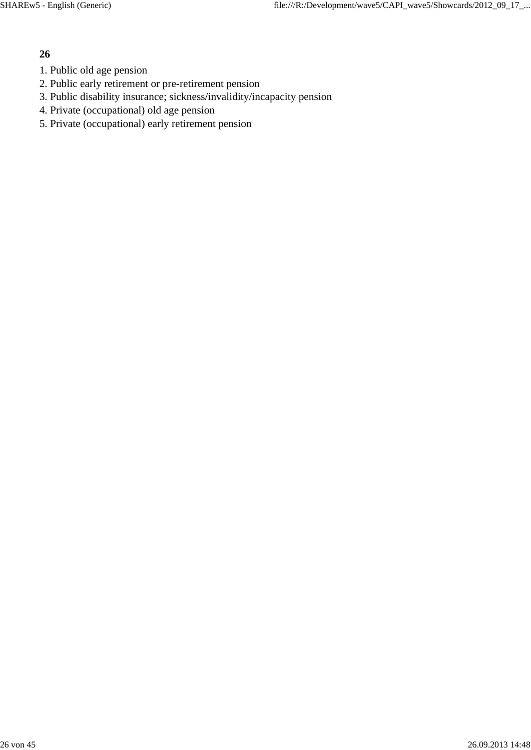**26**

1. Public old age pension
2. Public early retirement or pre-retirement pension
3. Public disability insurance; sickness/invalidity/incapacity pension
4. Private (occupational) old age pension
5. Private (occupational) early retirement pension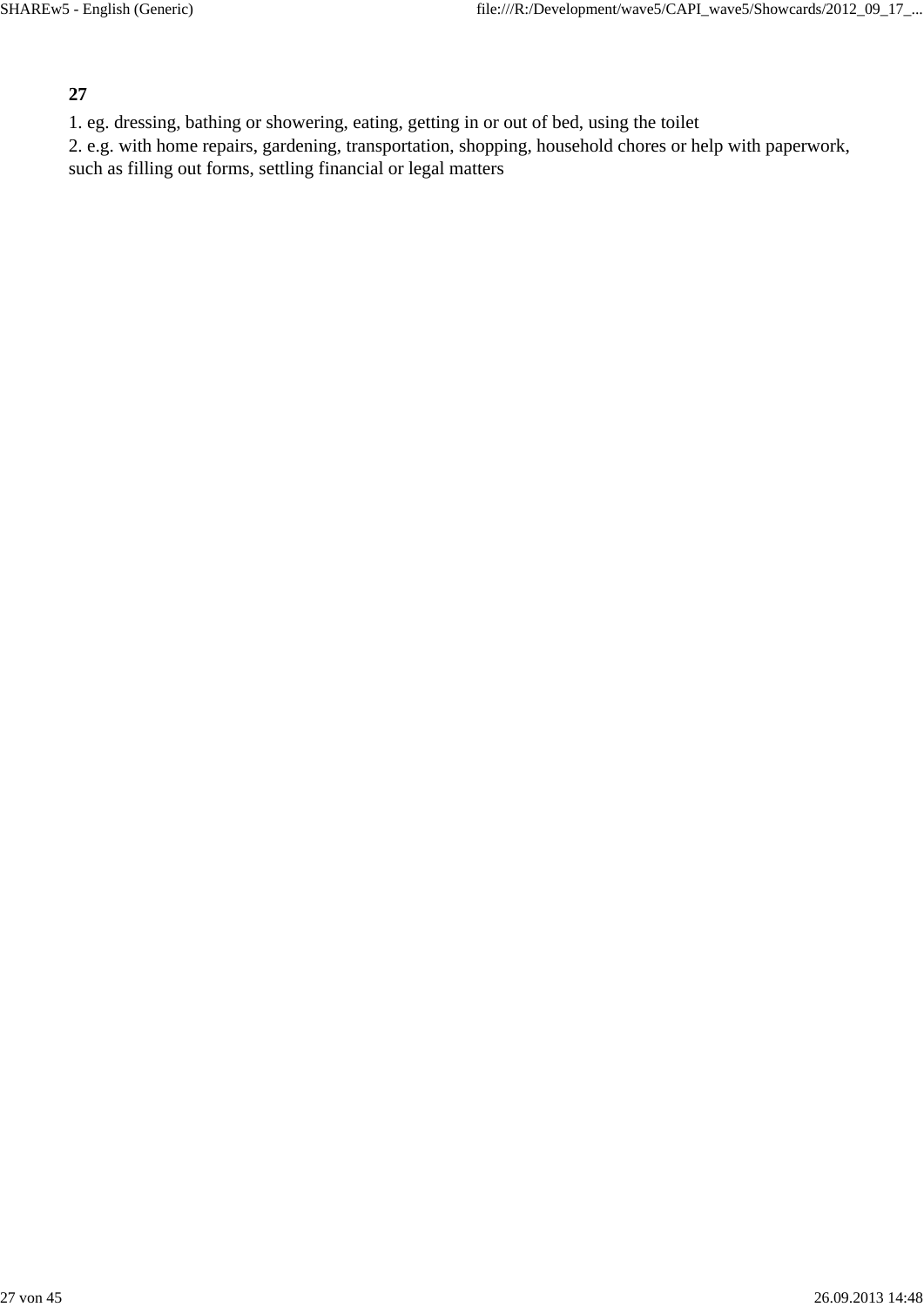**27**

1. eg. dressing, bathing or showering, eating, getting in or out of bed, using the toilet
2. e.g. with home repairs, gardening, transportation, shopping, household chores or help with paperwork, such as filling out forms, settling financial or legal matters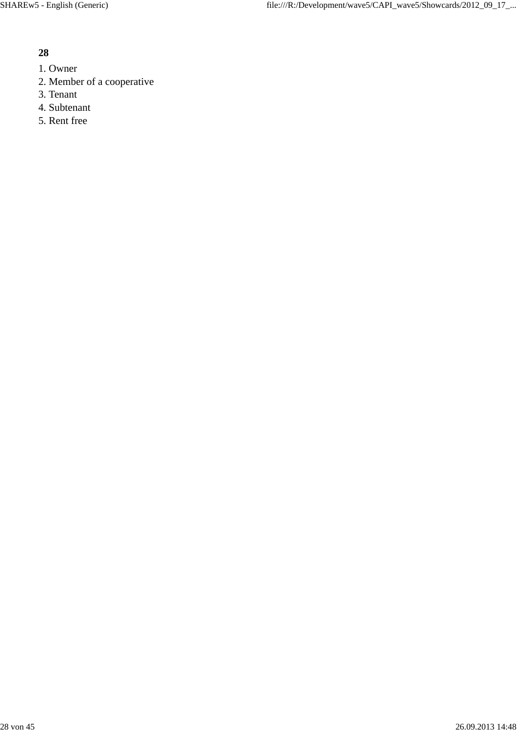**28**

1. Owner
2. Member of a cooperative
3. Tenant
4. Subtenant
5. Rent free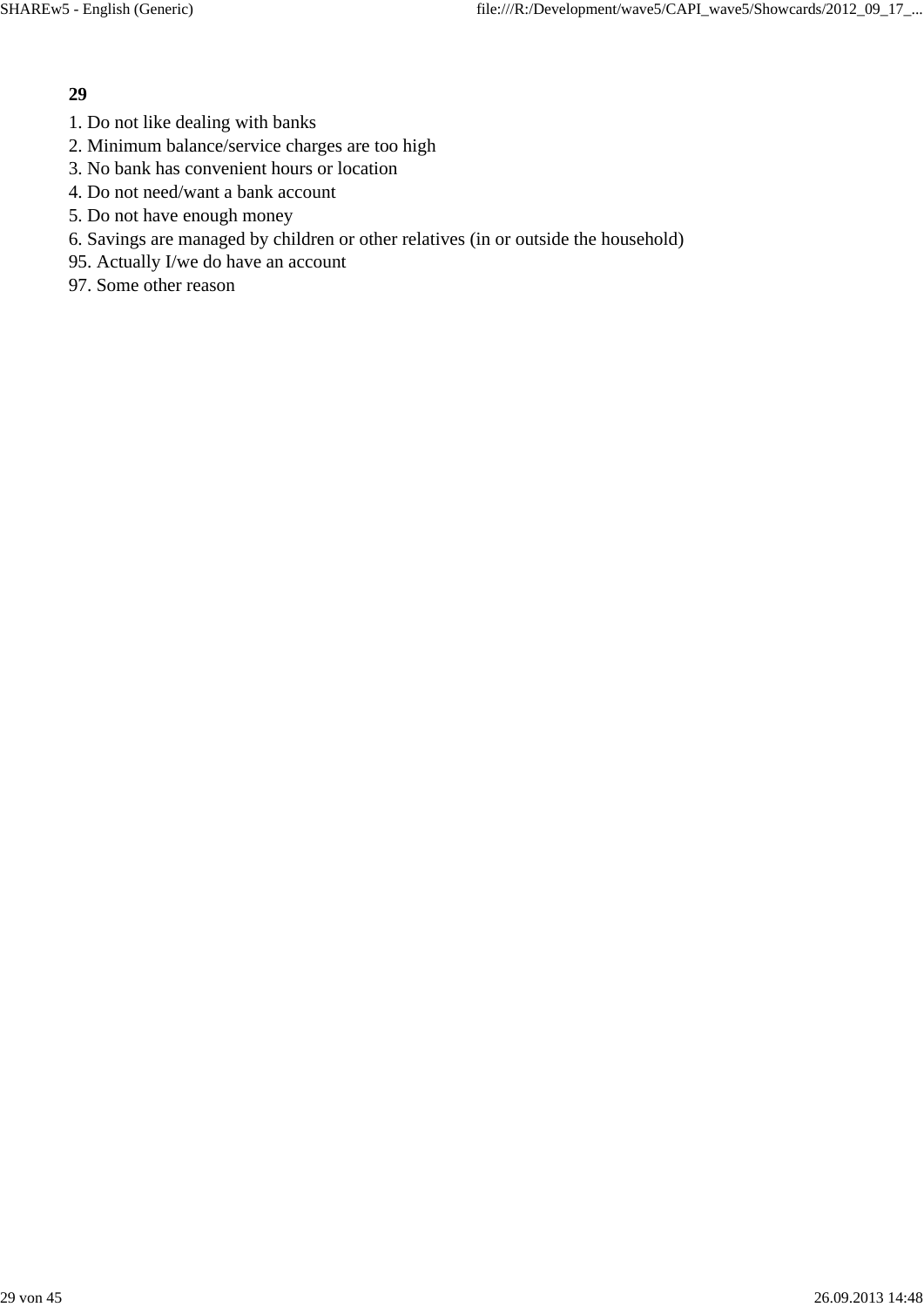**29**

1. Do not like dealing with banks
2. Minimum balance/service charges are too high
3. No bank has convenient hours or location
4. Do not need/want a bank account
5. Do not have enough money
6. Savings are managed by children or other relatives (in or outside the household)

95. Actually I/we do have an account

97. Some other reason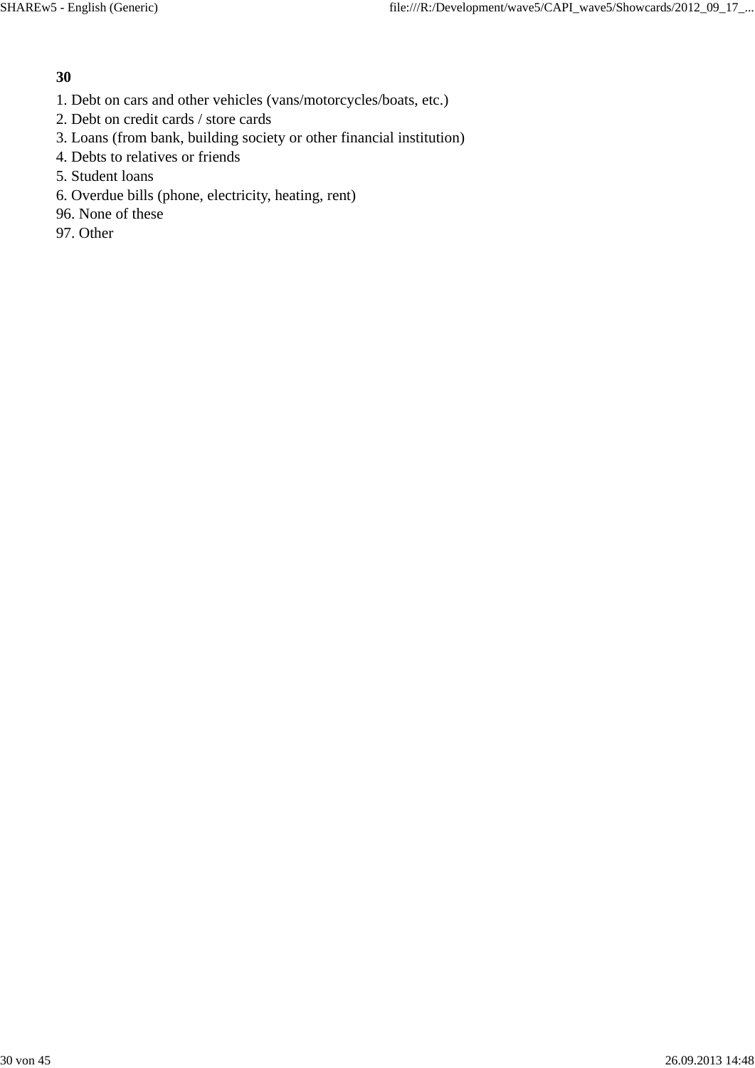**30**

1. Debt on cars and other vehicles (vans/motorcycles/boats, etc.)
2. Debt on credit cards / store cards
3. Loans (from bank, building society or other financial institution)
4. Debts to relatives or friends
5. Student loans
6. Overdue bills (phone, electricity, heating, rent)

96. None of these
97. Other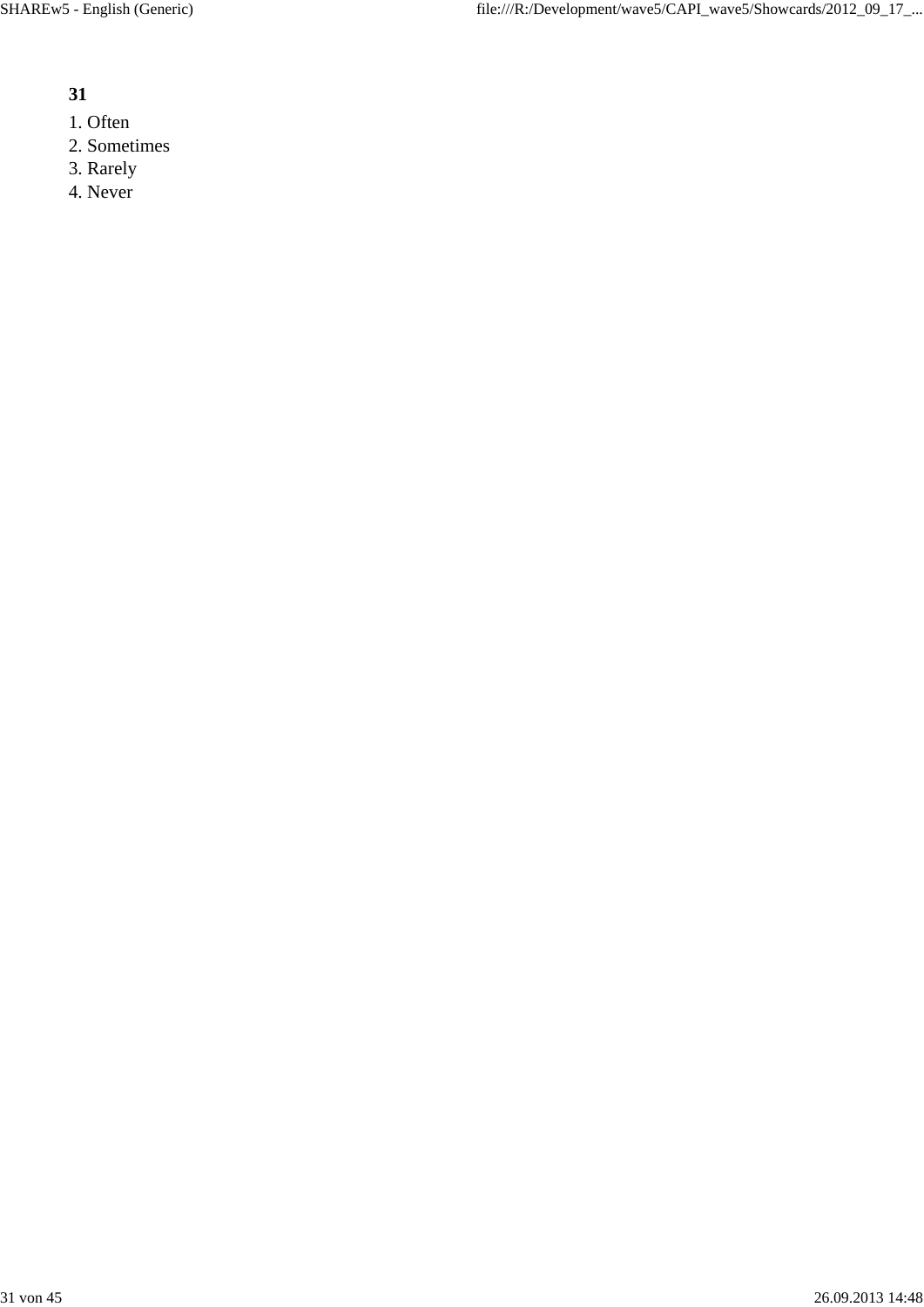**31**

1. Often
2. Sometimes
3. Rarely
4. Never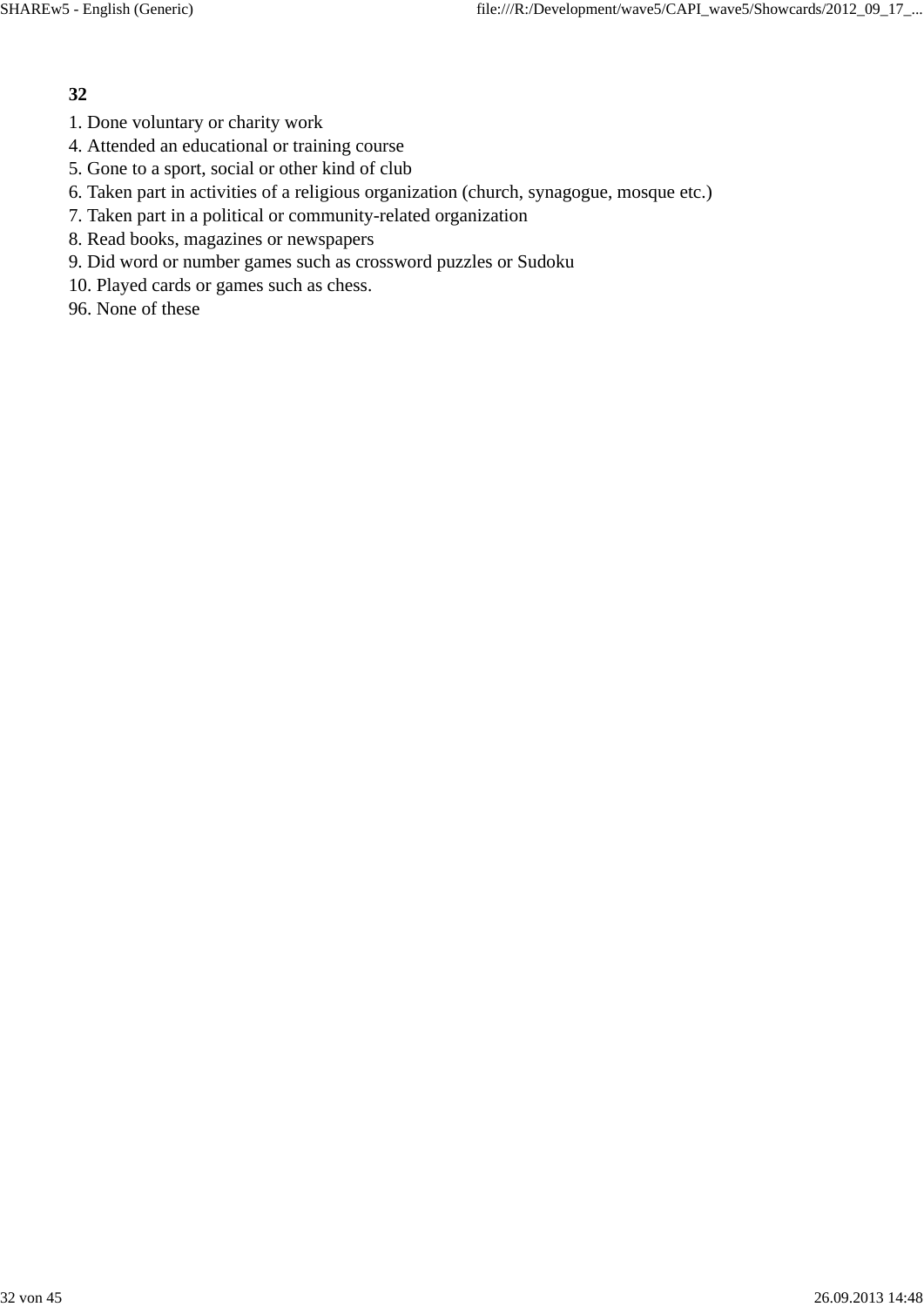**32**

1. Done voluntary or charity work
4. Attended an educational or training course
5. Gone to a sport, social or other kind of club
6. Taken part in activities of a religious organization (church, synagogue, mosque etc.)
7. Taken part in a political or community-related organization
8. Read books, magazines or newspapers
9. Did word or number games such as crossword puzzles or Sudoku
10. Played cards or games such as chess.
96. None of these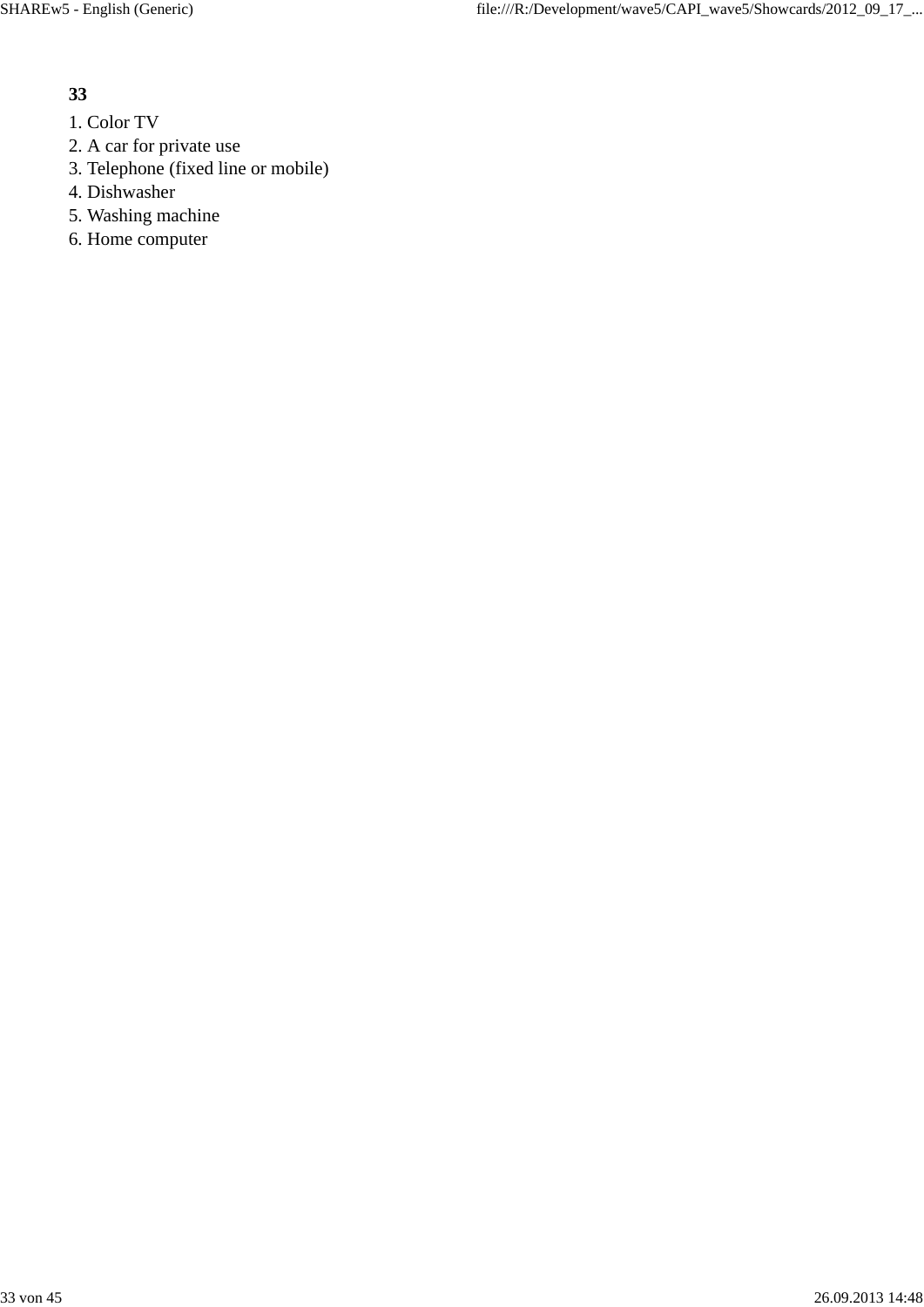**33**

1. Color TV
2. A car for private use
3. Telephone (fixed line or mobile)
4. Dishwasher
5. Washing machine
6. Home computer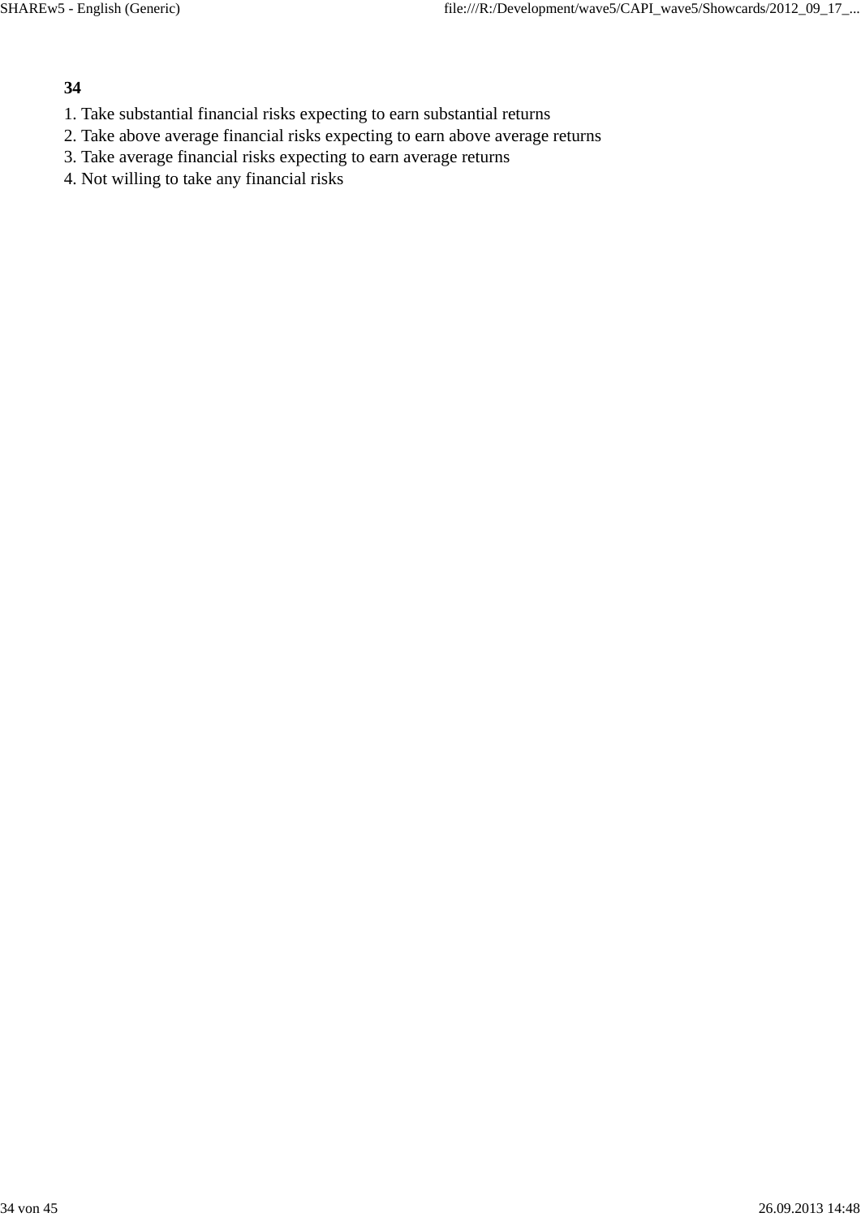**34**

1. Take substantial financial risks expecting to earn substantial returns
2. Take above average financial risks expecting to earn above average returns
3. Take average financial risks expecting to earn average returns
4. Not willing to take any financial risks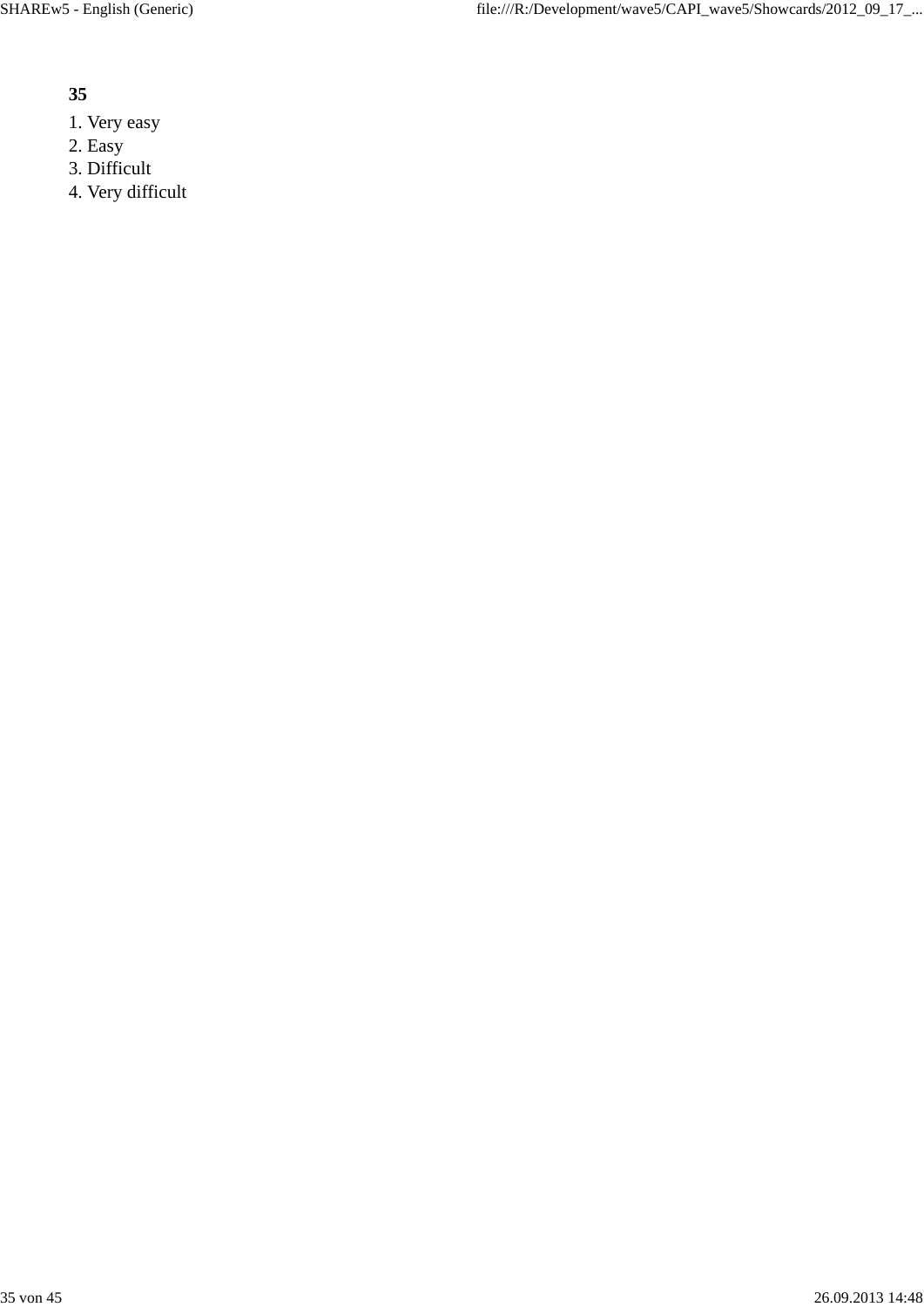**35**

1. Very easy
2. Easy
3. Difficult
4. Very difficult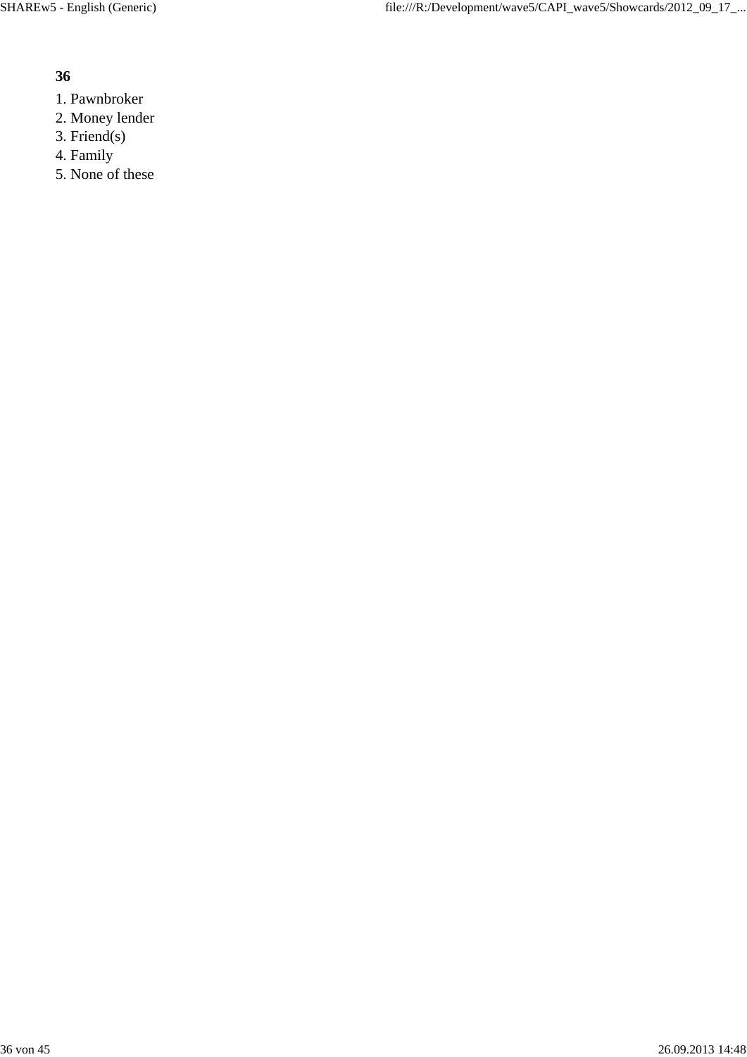**36**

1. Pawnbroker
2. Money lender
3. Friend(s)
4. Family
5. None of these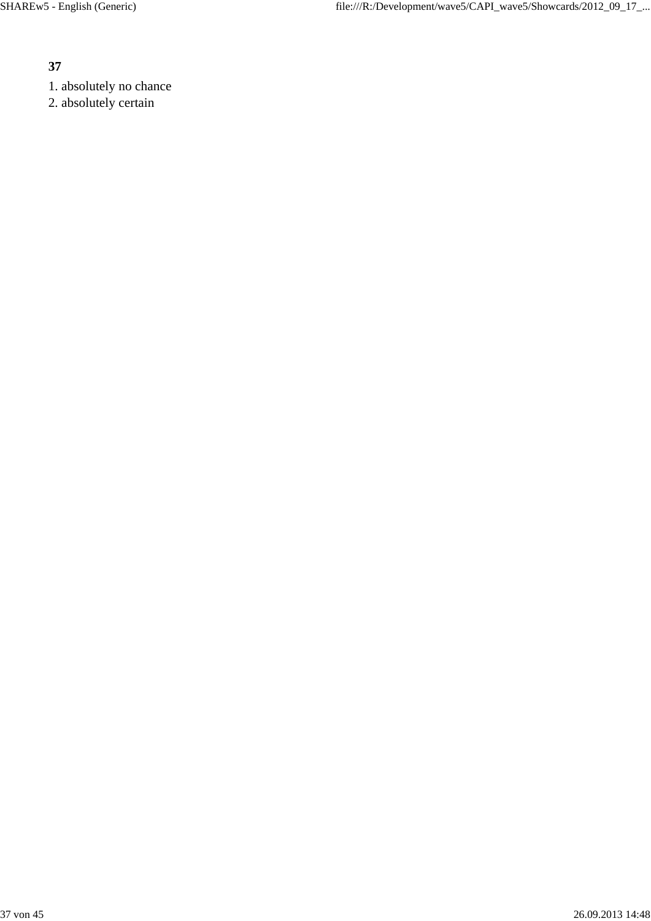**37**

1. absolutely no chance
2. absolutely certain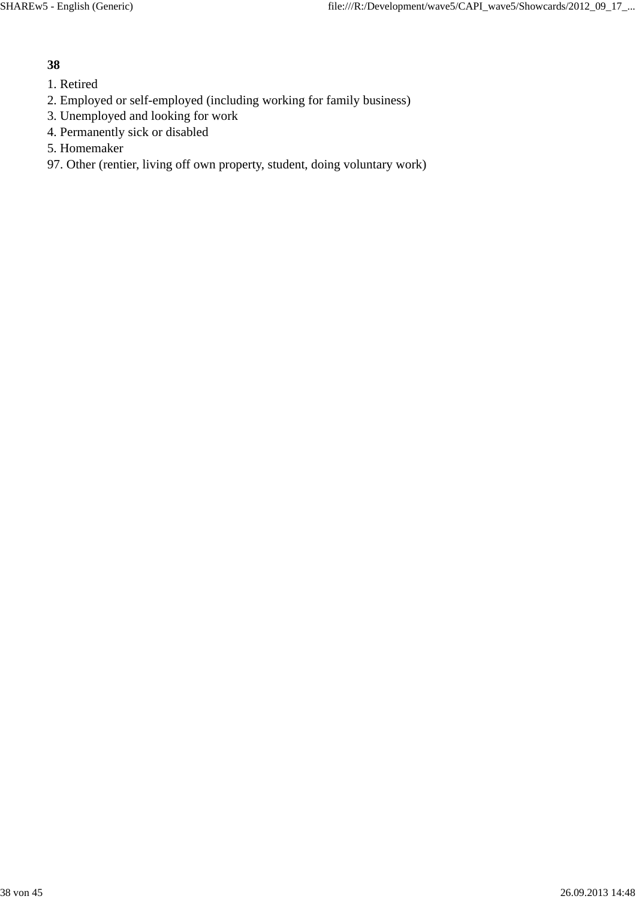**38**

1. Retired
2. Employed or self-employed (including working for family business)
3. Unemployed and looking for work
4. Permanently sick or disabled
5. Homemaker

97. Other (rentier, living off own property, student, doing voluntary work)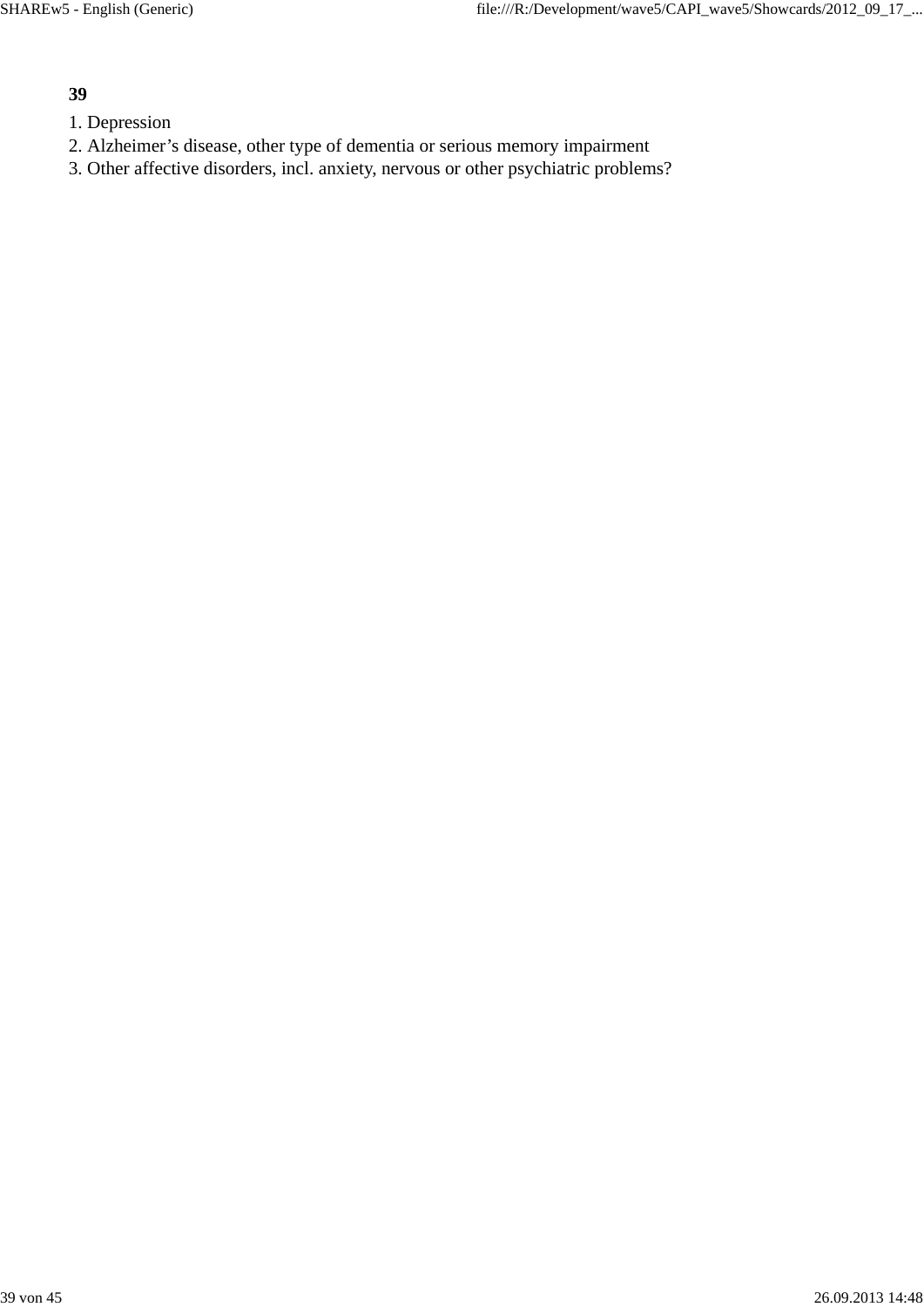**39**

1. Depression
2. Alzheimer’s disease, other type of dementia or serious memory impairment
3. Other affective disorders, incl. anxiety, nervous or other psychiatric problems?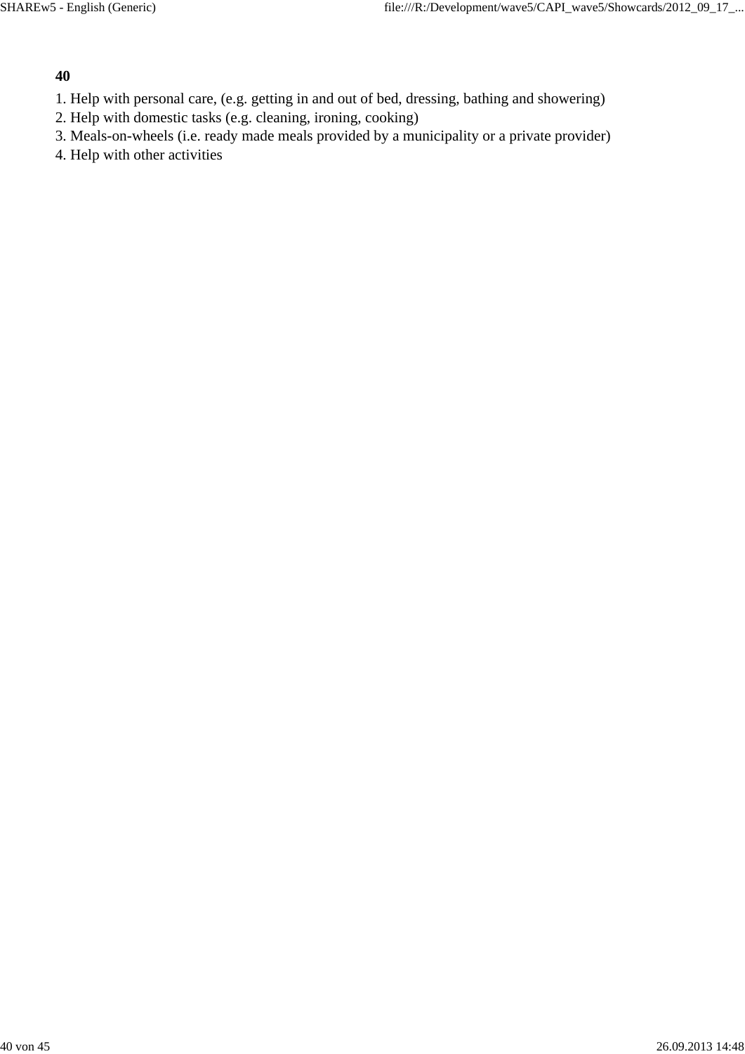**40**

1. Help with personal care, (e.g. getting in and out of bed, dressing, bathing and showering)
2. Help with domestic tasks (e.g. cleaning, ironing, cooking)
3. Meals-on-wheels (i.e. ready made meals provided by a municipality or a private provider)
4. Help with other activities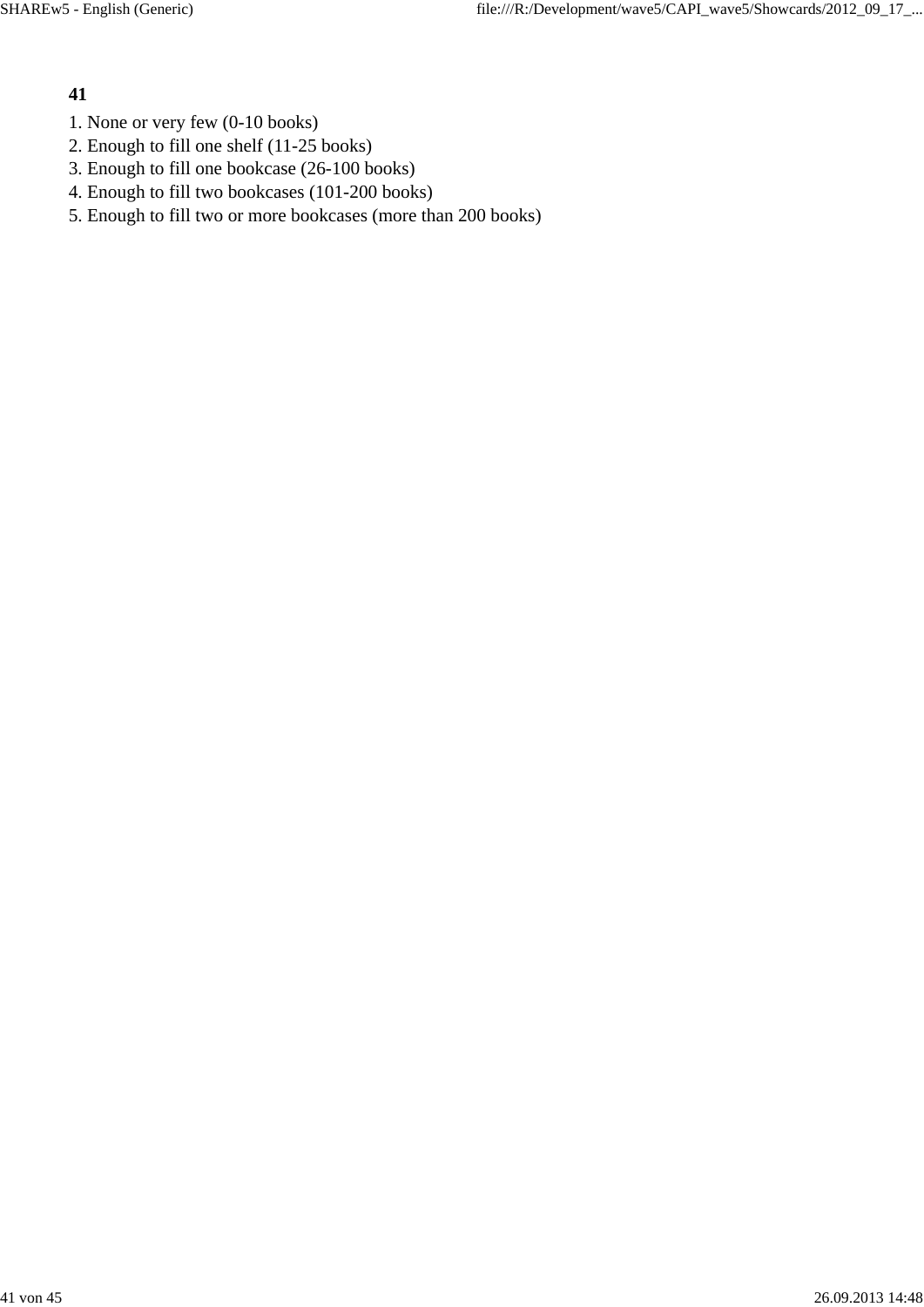**41**

1. None or very few (0-10 books)
2. Enough to fill one shelf (11-25 books)
3. Enough to fill one bookcase (26-100 books)
4. Enough to fill two bookcases (101-200 books)
5. Enough to fill two or more bookcases (more than 200 books)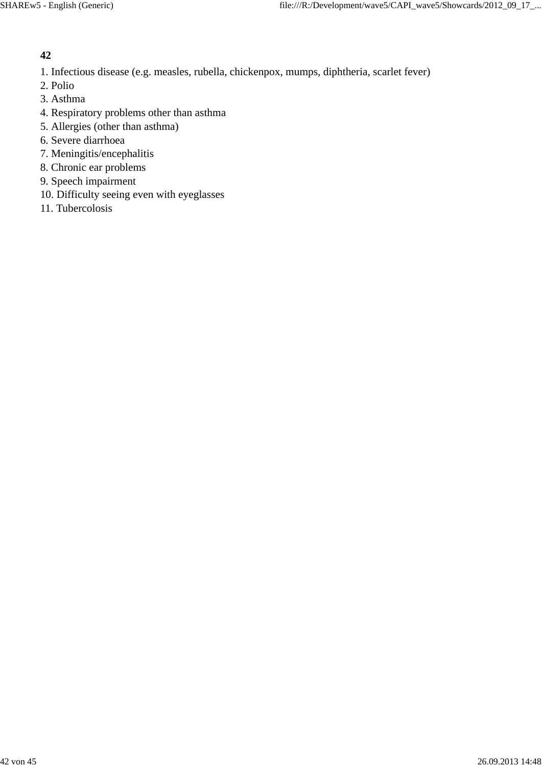**42**

1. Infectious disease (e.g. measles, rubella, chickenpox, mumps, diphtheria, scarlet fever)
2. Polio
3. Asthma
4. Respiratory problems other than asthma
5. Allergies (other than asthma)
6. Severe diarrhoea
7. Meningitis/encephalitis
8. Chronic ear problems
9. Speech impairment
10. Difficulty seeing even with eyeglasses
11. Tubercolosis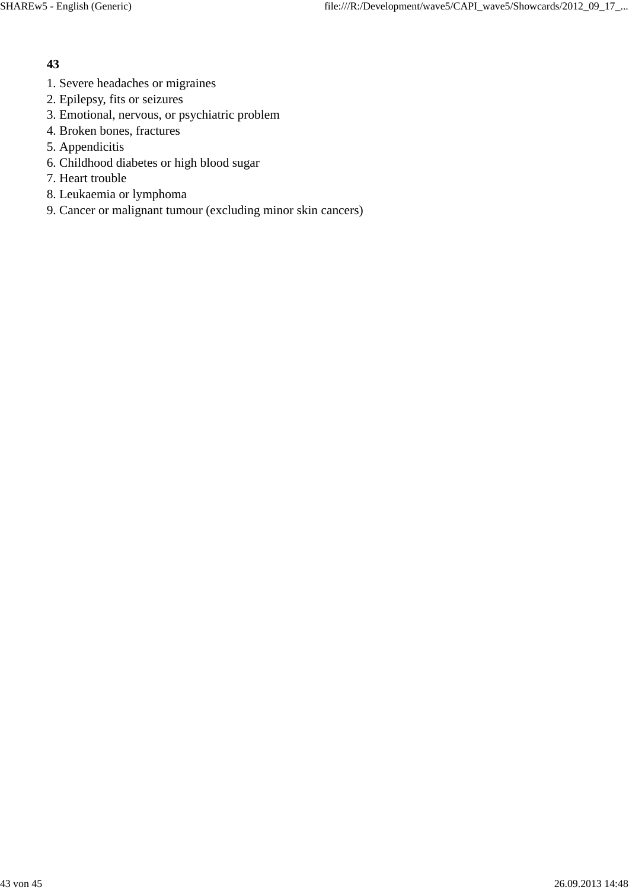**43**

1. Severe headaches or migraines
2. Epilepsy, fits or seizures
3. Emotional, nervous, or psychiatric problem
4. Broken bones, fractures
5. Appendicitis
6. Childhood diabetes or high blood sugar
7. Heart trouble
8. Leukaemia or lymphoma
9. Cancer or malignant tumour (excluding minor skin cancers)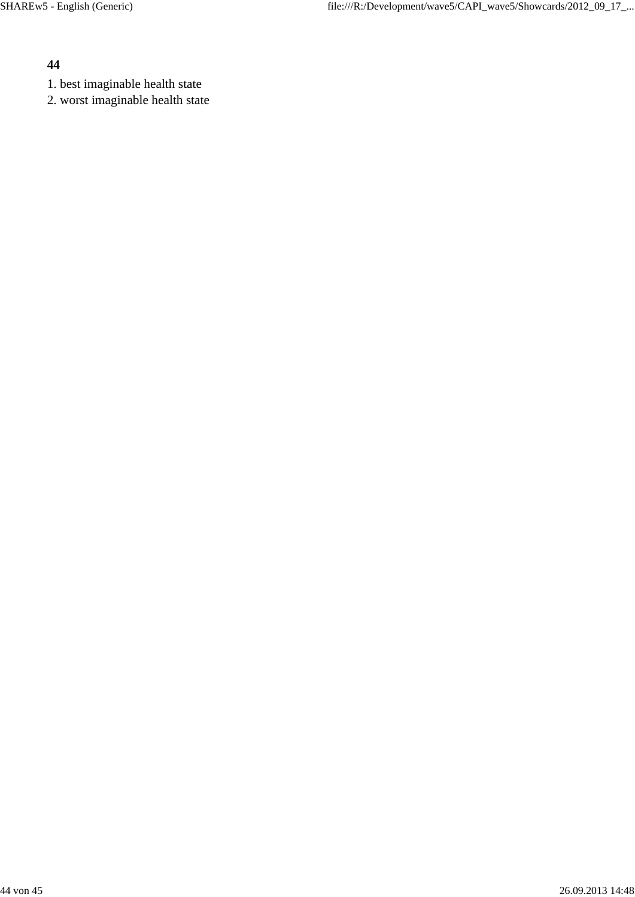**44**

1. best imaginable health state
2. worst imaginable health state